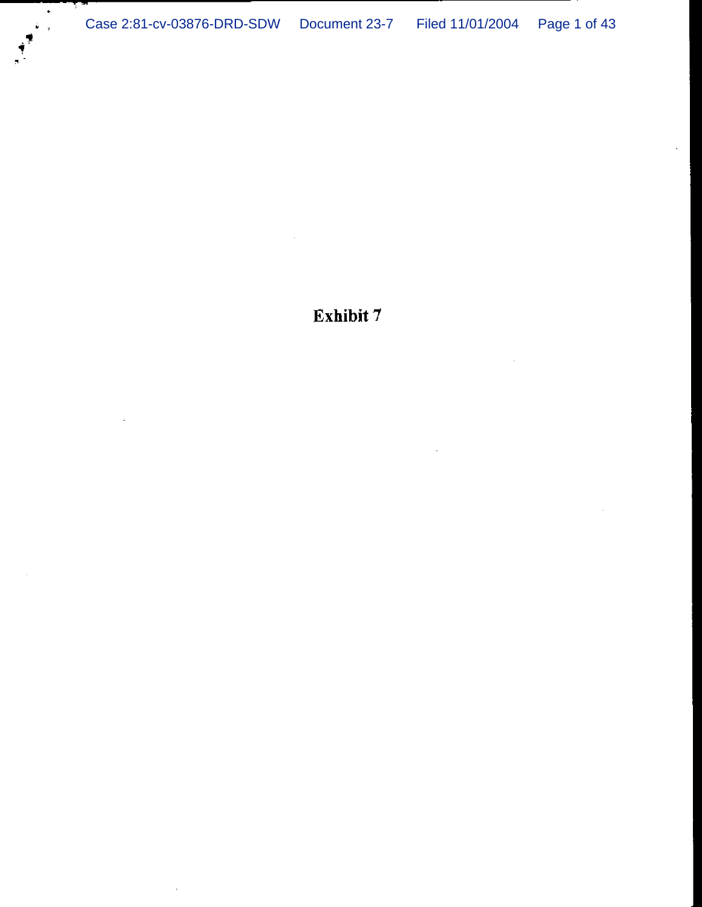**Exhibit 7**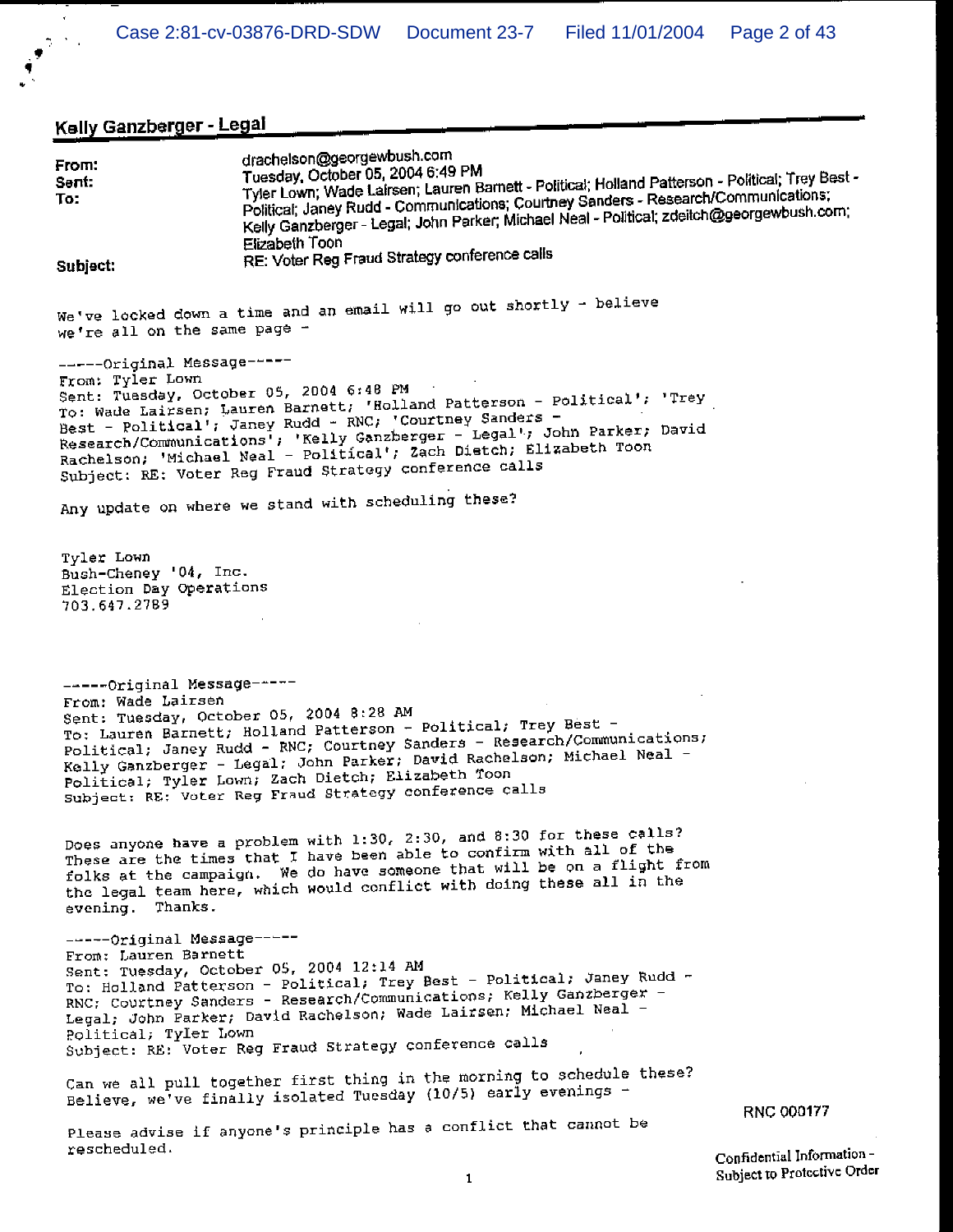## Kelly Ganzberger - Legal

**From:** drachelson@georgewbush.com
**Sent:** Tuesday, October 05, 2004 6:49 PM
**To:** Tyler Lown; Wade Lairsen; Lauren Barnett - Political; Holland Patterson - Political; Trey Best - Political; Janey Rudd - Communications; Courtney Sanders - Research/Communications; Kelly Ganzberger - Legal; John Parker; Michael Neal - Political; zdeitch@georgewbush.com; Elizabeth Toon
**Subject:** RE: Voter Reg Fraud Strategy conference calls

We've locked down a time and an email will go out shortly - believe we're all on the same page -

-----Original Message-----
From: Tyler Lown
Sent: Tuesday, October 05, 2004 6:48 PM
To: Wade Lairsen; Lauren Barnett; 'Holland Patterson - Political'; 'Trey Best - Political'; Janey Rudd - RNC; 'Courtney Sanders - Research/Communications'; 'Kelly Ganzberger - Legal'; John Parker; David Rachelson; 'Michael Neal - Political'; Zach Dietch; Elizabeth Toon
Subject: RE: Voter Reg Fraud Strategy conference calls

Any update on where we stand with scheduling these?

Tyler Lown
Bush-Cheney '04, Inc.
Election Day Operations
703.647.2789

-----Original Message-----
From: Wade Lairsen
Sent: Tuesday, October 05, 2004 8:28 AM
To: Lauren Barnett; Holland Patterson - Political; Trey Best - Political; Janey Rudd - RNC; Courtney Sanders - Research/Communications; Kelly Ganzberger - Legal; John Parker; David Rachelson; Michael Neal - Political; Tyler Lown; Zach Dietch; Elizabeth Toon
Subject: RE: Voter Reg Fraud Strategy conference calls

Does anyone have a problem with 1:30, 2:30, and 8:30 for these calls? These are the times that I have been able to confirm with all of the folks at the campaign. We do have someone that will be on a flight from the legal team here, which would conflict with doing these all in the evening. Thanks.

-----Original Message-----
From: Lauren Barnett
Sent: Tuesday, October 05, 2004 12:14 AM
To: Holland Patterson - Political; Trey Best - Political; Janey Rudd - RNC; Courtney Sanders - Research/Communications; Kelly Ganzberger - Legal; John Parker; David Rachelson; Wade Lairsen; Michael Neal - Political; Tyler Lown
Subject: RE: Voter Reg Fraud Strategy conference calls

Can we all pull together first thing in the morning to schedule these? Believe, we've finally isolated Tuesday (10/5) early evenings -

Please advise if anyone's principle has a conflict that cannot be rescheduled.

RNC 000177

Confidential Information - Subject to Protective Order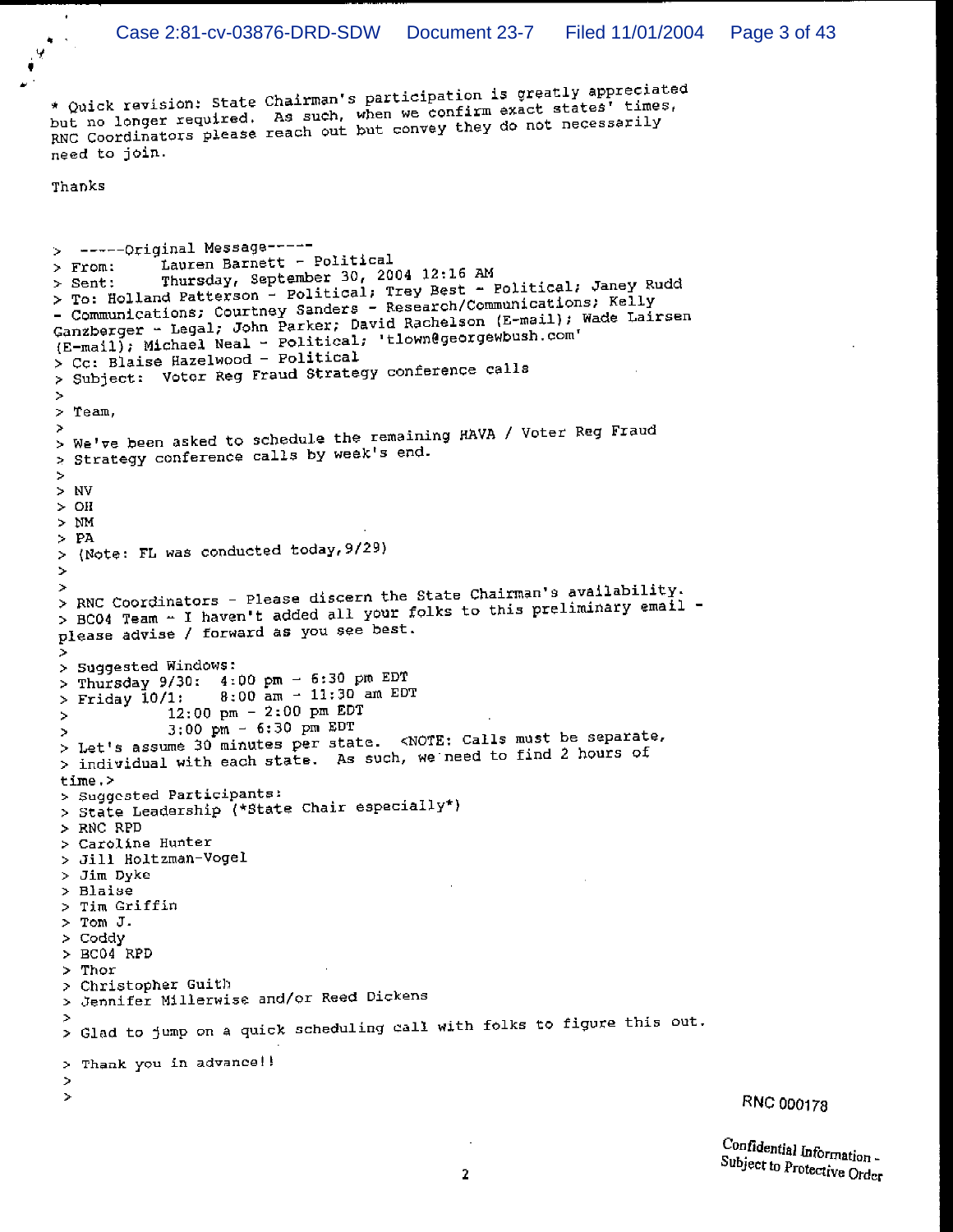* Quick revision: State Chairman's participation is greatly appreciated but no longer required. As such, when we confirm exact states' times, RNC Coordinators please reach out but convey they do not necessarily need to join.

Thanks

> -----Original Message-----
> From: Lauren Barnett - Political
> Sent: Thursday, September 30, 2004 12:16 AM
> To: Holland Patterson - Political; Trey Best - Political; Janey Rudd - Communications; Courtney Sanders - Research/Communications; Kelly Ganzberger - Legal; John Parker; David Rachelson (E-mail); Wade Lairsen (E-mail); Michael Neal - Political; 'tlown@georgewbush.com'
> Cc: Blaise Hazelwood - Political
> Subject: Votor Reg Fraud Strategy conference calls
>
> Team,
>
> We've been asked to schedule the remaining HAVA / Voter Reg Fraud
> Strategy conference calls by week's end.
>
> NV
> OH
> NM
> PA
> (Note: FL was conducted today,9/29)
>
>
> RNC Coordinators - Please discern the State Chairman's availability.
> BC04 Team - I haven't added all your folks to this preliminary email - please advise / forward as you see best.
>
> Suggested Windows:
> Thursday 9/30: 4:00 pm - 6:30 pm EDT
> Friday 10/1: 8:00 am - 11:30 am EDT
> 12:00 pm - 2:00 pm EDT
> 3:00 pm - 6:30 pm EDT
> Let's assume 30 minutes per state. <NOTE: Calls must be separate,
> individual with each state. As such, we need to find 2 hours of time.>
> Suggested Participants:
> State Leadership (*State Chair especially*)
> RNC RPD
> Caroline Hunter
> Jill Holtzman-Vogel
> Jim Dyke
> Blaise
> Tim Griffin
> Tom J.
> Coddy
> BC04 RPD
> Thor
> Christopher Guith
> Jennifer Millerwise and/or Reed Dickens
>
> Glad to jump on a quick scheduling call with folks to figure this out.
> Thank you in advance!!
>
>

RNC 000178

Confidential Information - Subject to Protective Order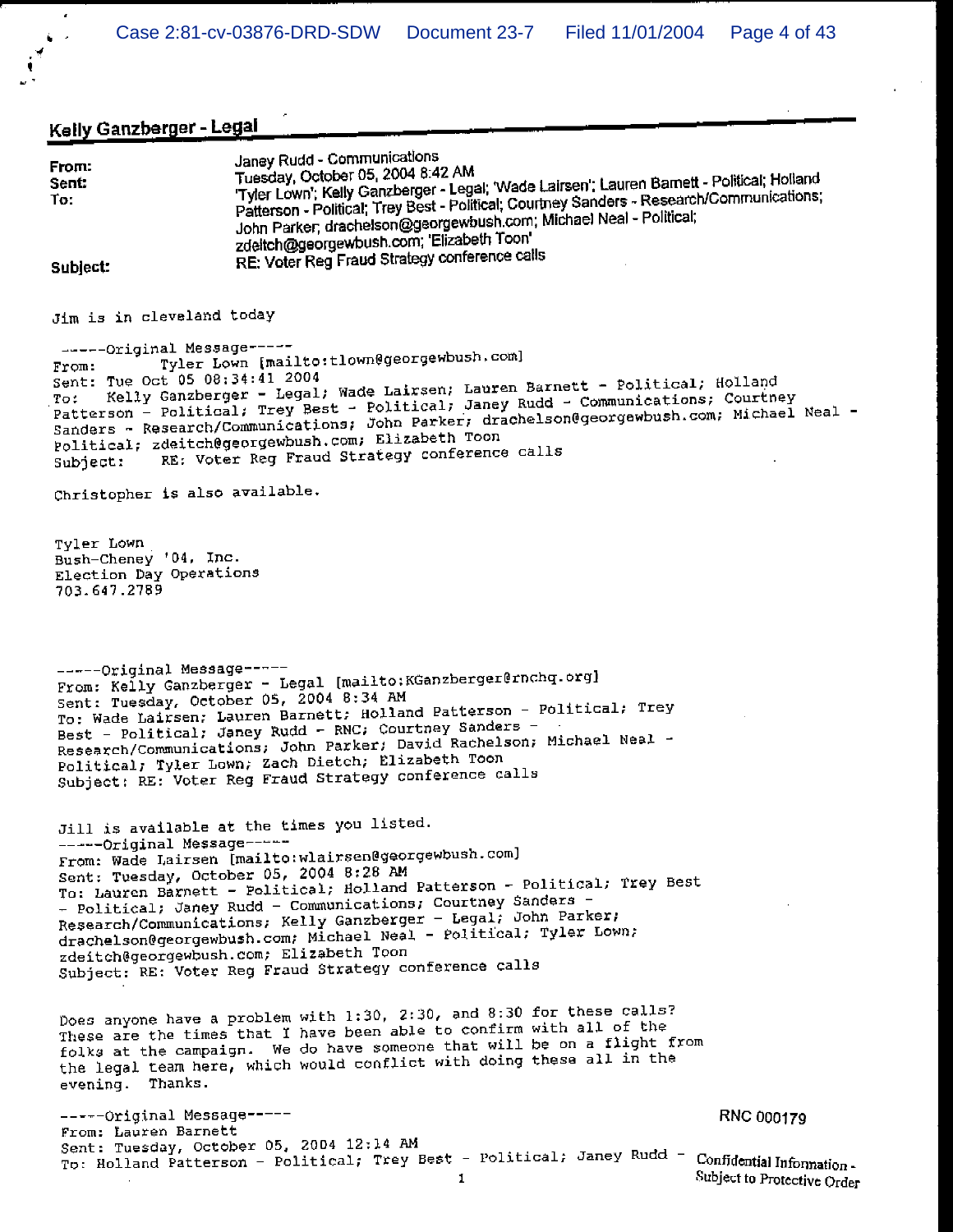## Kelly Ganzberger - Legal

**From:** Janey Rudd - Communications
**Sent:** Tuesday, October 05, 2004 8:42 AM
**To:** 'Tyler Lown'; Kelly Ganzberger - Legal; 'Wade Lairsen'; Lauren Barnett - Political; Holland Patterson - Political; Trey Best - Political; Courtney Sanders - Research/Communications; John Parker; drachelson@georgewbush.com; Michael Neal - Political; zdeitch@georgewbush.com; 'Elizabeth Toon'
**Subject:** RE: Voter Reg Fraud Strategy conference calls

Jim is in cleveland today

-----Original Message-----
From: Tyler Lown [mailto:tlown@georgewbush.com]
Sent: Tue Oct 05 08:34:41 2004
To: Kelly Ganzberger - Legal; Wade Lairsen; Lauren Barnett - Political; Holland Patterson - Political; Trey Best - Political; Janey Rudd - Communications; Courtney Sanders - Research/Communications; John Parker; drachelson@georgewbush.com; Michael Neal - Political; zdeitch@georgewbush.com; Elizabeth Toon
Subject: RE: Voter Reg Fraud Strategy conference calls

Christopher is also available.

Tyler Lown
Bush-Cheney '04, Inc.
Election Day Operations
703.647.2789

-----Original Message-----
From: Kelly Ganzberger - Legal [mailto:KGanzberger@rnchq.org]
Sent: Tuesday, October 05, 2004 8:34 AM
To: Wade Lairsen; Lauren Barnett; Holland Patterson - Political; Trey Best - Political; Janey Rudd - RNC; Courtney Sanders - Research/Communications; John Parker; David Rachelson; Michael Neal - Political; Tyler Lown; Zach Dietch; Elizabeth Toon
Subject: RE: Voter Reg Fraud Strategy conference calls

Jill is available at the times you listed.

-----Original Message-----
From: Wade Lairsen [mailto:wlairsen@georgewbush.com]
Sent: Tuesday, October 05, 2004 8:28 AM
To: Lauren Barnett - Political; Holland Patterson - Political; Trey Best - Political; Janey Rudd - Communications; Courtney Sanders - Research/Communications; Kelly Ganzberger - Legal; John Parker; drachelson@georgewbush.com; Michael Neal - Political; Tyler Lown; zdeitch@georgewbush.com; Elizabeth Toon
Subject: RE: Voter Reg Fraud Strategy conference calls

Does anyone have a problem with 1:30, 2:30, and 8:30 for these calls? These are the times that I have been able to confirm with all of the folks at the campaign. We do have someone that will be on a flight from the legal team here, which would conflict with doing these all in the evening. Thanks.

-----Original Message-----
From: Lauren Barnett
Sent: Tuesday, October 05, 2004 12:14 AM
To: Holland Patterson - Political; Trey Best - Political; Janey Rudd -

RNC 000179

Confidential Information - Subject to Protective Order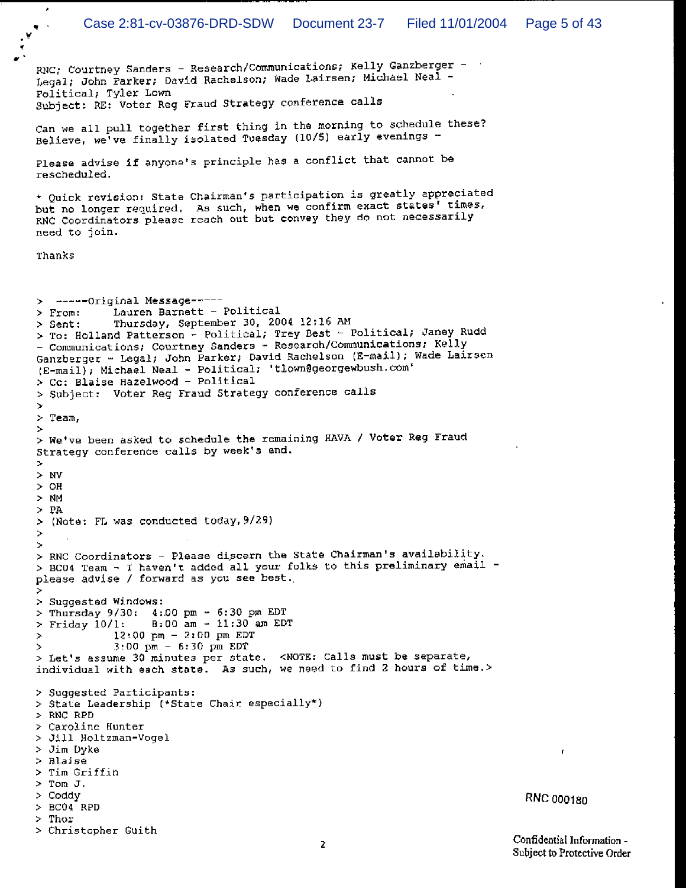RNC; Courtney Sanders - Research/Communications; Kelly Ganzberger - Legal; John Parker; David Rachelson; Wade Lairsen; Michael Neal - Political; Tyler Lown
Subject: RE: Voter Reg Fraud Strategy conference calls

Can we all pull together first thing in the morning to schedule these? Believe, we've finally isolated Tuesday (10/5) early evenings -

Please advise if anyone's principle has a conflict that cannot be rescheduled.

* Quick revision: State Chairman's participation is greatly appreciated but no longer required. As such, when we confirm exact states' times, RNC Coordinators please reach out but convey they do not necessarily need to join.

Thanks

> -----Original Message-----
> From: Lauren Barnett - Political
> Sent: Thursday, September 30, 2004 12:16 AM
> To: Holland Patterson - Political; Trey Best - Political; Janey Rudd - Communications; Courtney Sanders - Research/Communications; Kelly Ganzberger - Legal; John Parker; David Rachelson (E-mail); Wade Lairsen (E-mail); Michael Neal - Political; 'tlown@georgewbush.com'
> Cc: Blaise Hazelwood - Political
> Subject: Voter Reg Fraud Strategy conference calls
>
> Team,
>
> We've been asked to schedule the remaining HAVA / Voter Reg Fraud Strategy conference calls by week's end.
>
> NV
> OH
> NM
> PA
> (Note: FL was conducted today, 9/29)
>
>
> RNC Coordinators - Please discern the State Chairman's availability.
> BC04 Team - I haven't added all your folks to this preliminary email - please advise / forward as you see best.
>
> Suggested Windows:
> Thursday 9/30: 4:00 pm - 6:30 pm EDT
> Friday 10/1: 8:00 am - 11:30 am EDT
> 12:00 pm - 2:00 pm EDT
> 3:00 pm - 6:30 pm EDT
> Let's assume 30 minutes per state. <NOTE: Calls must be separate, individual with each state. As such, we need to find 2 hours of time.>

> Suggested Participants:
> State Leadership (*State Chair especially*)
> RNC RPD
> Caroline Hunter
> Jill Holtzman-Vogel
> Jim Dyke
> Blaise
> Tim Griffin
> Tom J.
> Coddy
> BC04 RPD
> Thor
> Christopher Guith

RNC 000180

Confidential Information - Subject to Protective Order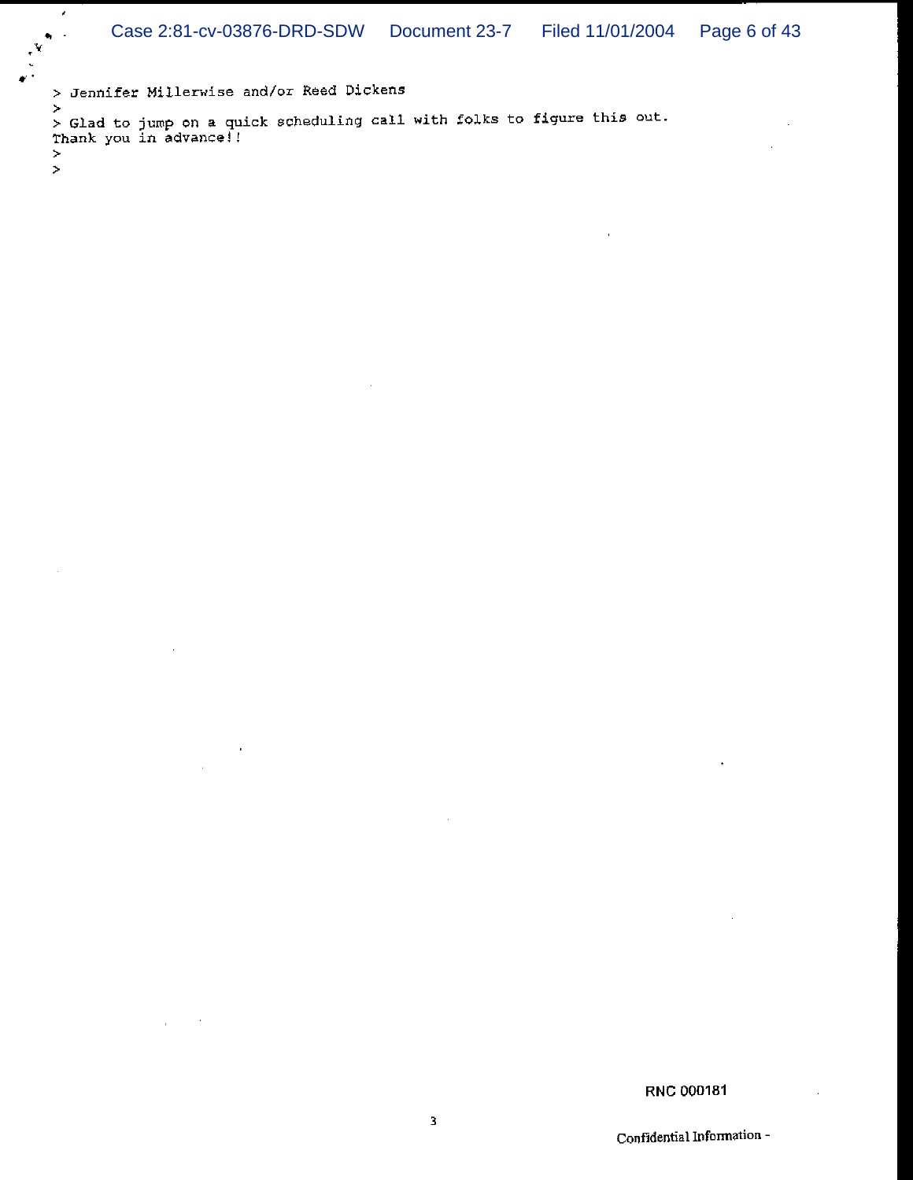> Jennifer Millerwise and/or Reed Dickens
>
> Glad to jump on a quick scheduling call with folks to figure this out.
Thank you in advance!!
>
>

RNC 000181

Confidential Information -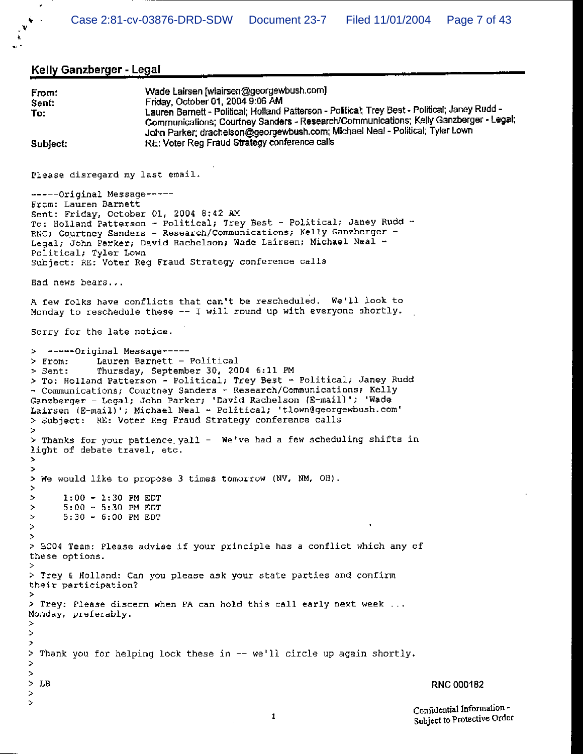## Kelly Ganzberger - Legal

**From:** Wade Lairsen [wlairsen@georgewbush.com]
**Sent:** Friday, October 01, 2004 9:06 AM
**To:** Lauren Barnett - Political; Holland Patterson - Political; Trey Best - Political; Janey Rudd - Communications; Courtney Sanders - Research/Communications; Kelly Ganzberger - Legal; John Parker; drachelson@georgewbush.com; Michael Neal - Political; Tyler Lown
**Subject:** RE: Voter Reg Fraud Strategy conference calls

```
Please disregard my last email.

-----Original Message-----
From: Lauren Barnett
Sent: Friday, October 01, 2004 8:42 AM
To: Holland Patterson - Political; Trey Best - Political; Janey Rudd -
RNC; Courtney Sanders - Research/Communications; Kelly Ganzberger -
Legal; John Parker; David Rachelson; Wade Lairsen; Michael Neal -
Political; Tyler Lown
Subject: RE: Voter Reg Fraud Strategy conference calls

Bad news bears...

A few folks have conflicts that can't be rescheduled.  We'll look to
Monday to reschedule these -- I will round up with everyone shortly.

Sorry for the late notice.

> -----Original Message-----
> From:     Lauren Barnett - Political
> Sent:     Thursday, September 30, 2004 6:11 PM
> To: Holland Patterson - Political; Trey Best - Political; Janey Rudd
- Communications; Courtney Sanders - Research/Communications; Kelly
Ganzberger - Legal; John Parker; 'David Rachelson (E-mail)'; 'Wade
Lairsen (E-mail)'; Michael Neal - Political; 'tlown@georgewbush.com'
> Subject:  RE: Voter Reg Fraud Strategy conference calls
>
> Thanks for your patience yall -  We've had a few scheduling shifts in
light of debate travel, etc.
>
>
> We would like to propose 3 times tomorrow (NV, NM, OH).
>
>     1:00 - 1:30 PM EDT
>     5:00 - 5:30 PM EDT
>     5:30 - 6:00 PM EDT
>
>
> BC04 Team: Please advise if your principle has a conflict which any of
these options.
>
> Trey & Holland: Can you please ask your state parties and confirm
their participation?
>
> Trey: Please discern when PA can hold this call early next week ...
Monday, preferably.
>
>
>
> Thank you for helping lock these in -- we'll circle up again shortly.
>
>
> LB
>
>
```

RNC 000182

Confidential Information - Subject to Protective Order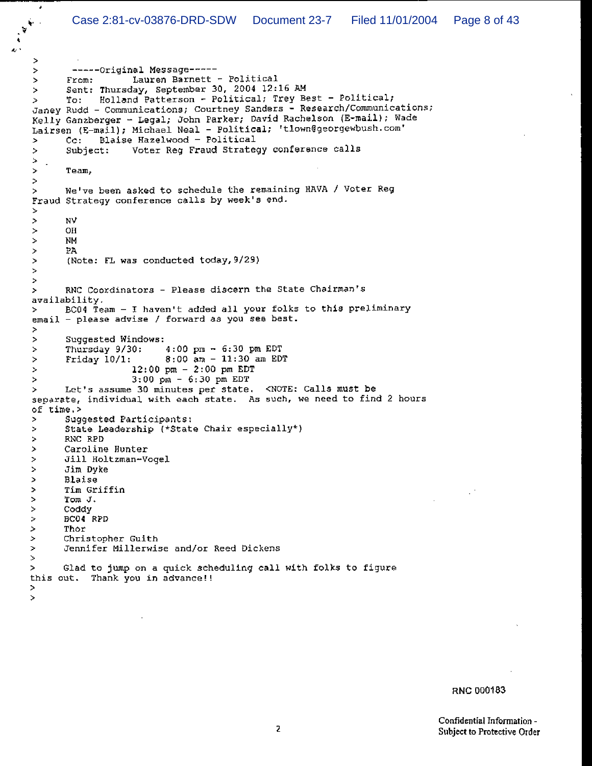> -----Original Message-----
> From: Lauren Barnett - Political
> Sent: Thursday, September 30, 2004 12:16 AM
> To: Holland Patterson - Political; Trey Best - Political; Janey Rudd - Communications; Courtney Sanders - Research/Communications; Kelly Ganzberger - Legal; John Parker; David Rachelson (E-mail); Wade Lairsen (E-mail); Michael Neal - Political; 'tlown@georgewbush.com'
> Cc: Blaise Hazelwood - Political
> Subject: Voter Reg Fraud Strategy conference calls
>
> Team,
>
> We've been asked to schedule the remaining HAVA / Voter Reg Fraud Strategy conference calls by week's end.
>
> NV
> OH
> NM
> PA
> (Note: FL was conducted today, 9/29)
>
>
> RNC Coordinators - Please discern the State Chairman's availability.
> BC04 Team - I haven't added all your folks to this preliminary email - please advise / forward as you see best.
>
> Suggested Windows:
> Thursday 9/30: 4:00 pm - 6:30 pm EDT
> Friday 10/1: 8:00 am - 11:30 am EDT
> 12:00 pm - 2:00 pm EDT
> 3:00 pm - 6:30 pm EDT
> Let's assume 30 minutes per state. <NOTE: Calls must be separate, individual with each state. As such, we need to find 2 hours of time.>
> Suggested Participants:
> State Leadership (*State Chair especially*)
> RNC RPD
> Caroline Hunter
> Jill Holtzman-Vogel
> Jim Dyke
> Blaise
> Tim Griffin
> Tom J.
> Coddy
> BC04 RPD
> Thor
> Christopher Guith
> Jennifer Millerwise and/or Reed Dickens
>
> Glad to jump on a quick scheduling call with folks to figure this out. Thank you in advance!!
>
>

RNC 000183

Confidential Information - Subject to Protective Order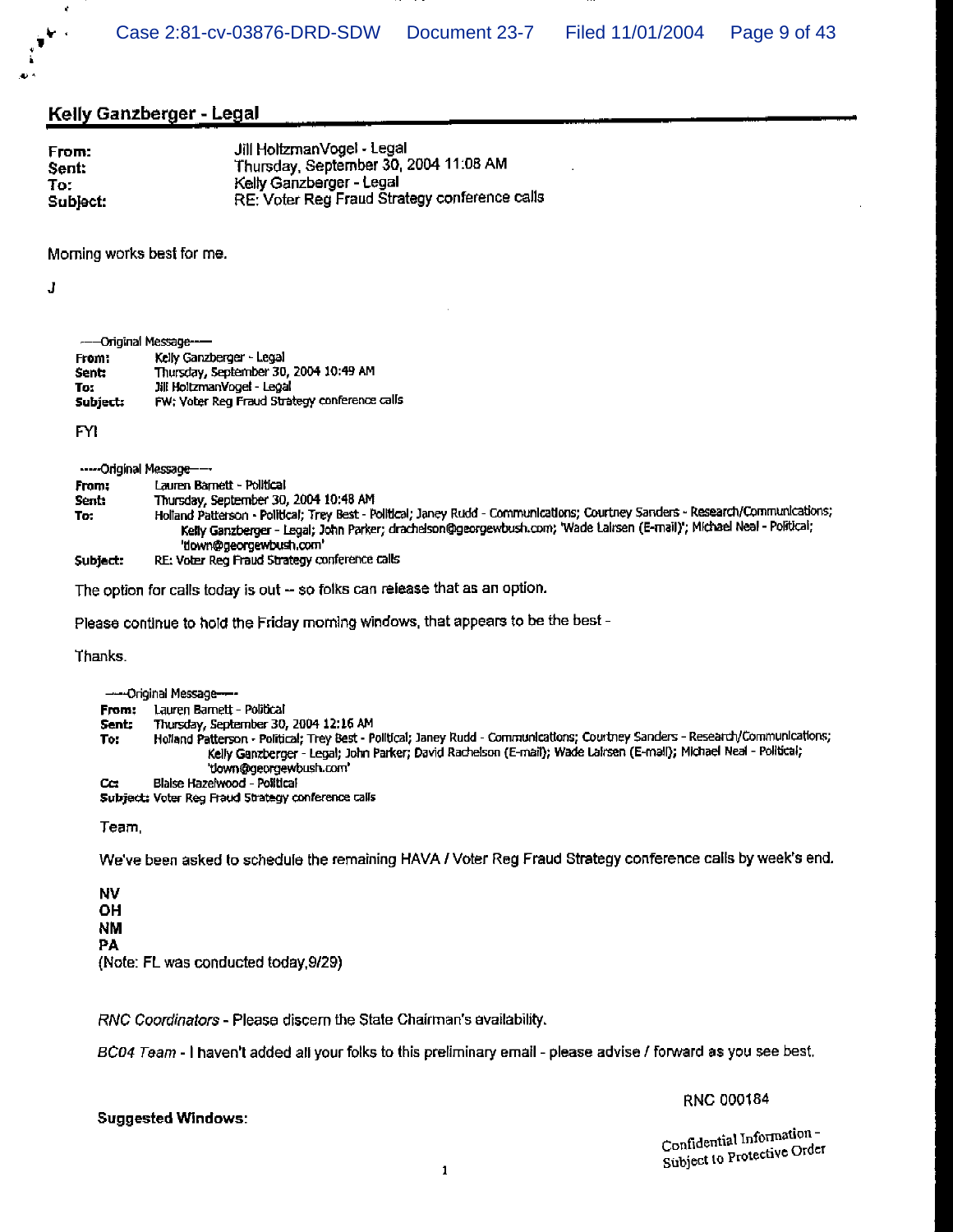## Kelly Ganzberger - Legal

**From:** Jill HoltzmanVogel - Legal
**Sent:** Thursday, September 30, 2004 11:08 AM
**To:** Kelly Ganzberger - Legal
**Subject:** RE: Voter Reg Fraud Strategy conference calls

Morning works best for me.

J

-----Original Message-----
**From:** Kelly Ganzberger - Legal
**Sent:** Thursday, September 30, 2004 10:49 AM
**To:** Jill HoltzmanVogel - Legal
**Subject:** FW: Voter Reg Fraud Strategy conference calls

FYI

-----Original Message-----
**From:** Lauren Barnett - Political
**Sent:** Thursday, September 30, 2004 10:48 AM
**To:** Holland Patterson - Political; Trey Best - Political; Janey Rudd - Communications; Courtney Sanders - Research/Communications; Kelly Ganzberger - Legal; John Parker; drachelson@georgewbush.com; 'Wade Lairsen (E-mail)'; Michael Neal - Political; 'tlown@georgewbush.com'
**Subject:** RE: Voter Reg Fraud Strategy conference calls

The option for calls today is out -- so folks can release that as an option.

Please continue to hold the Friday morning windows, that appears to be the best -

Thanks.

-----Original Message-----
**From:** Lauren Barnett - Political
**Sent:** Thursday, September 30, 2004 12:16 AM
**To:** Holland Patterson - Political; Trey Best - Political; Janey Rudd - Communications; Courtney Sanders - Research/Communications; Kelly Ganzberger - Legal; John Parker; David Rachelson (E-mail); Wade Lairsen (E-mail); Michael Neal - Political; 'tlown@georgewbush.com'
**Cc:** Blaise Hazelwood - Political
**Subject:** Voter Reg Fraud Strategy conference calls

Team,

We've been asked to schedule the remaining HAVA / Voter Reg Fraud Strategy conference calls by week's end.

NV
OH
NM
PA
(Note: FL was conducted today, 9/29)

*RNC Coordinators* - Please discern the State Chairman's availability.

*BC04 Team* - I haven't added all your folks to this preliminary email - please advise / forward as you see best.

**Suggested Windows:**

RNC 000184

Confidential Information - Subject to Protective Order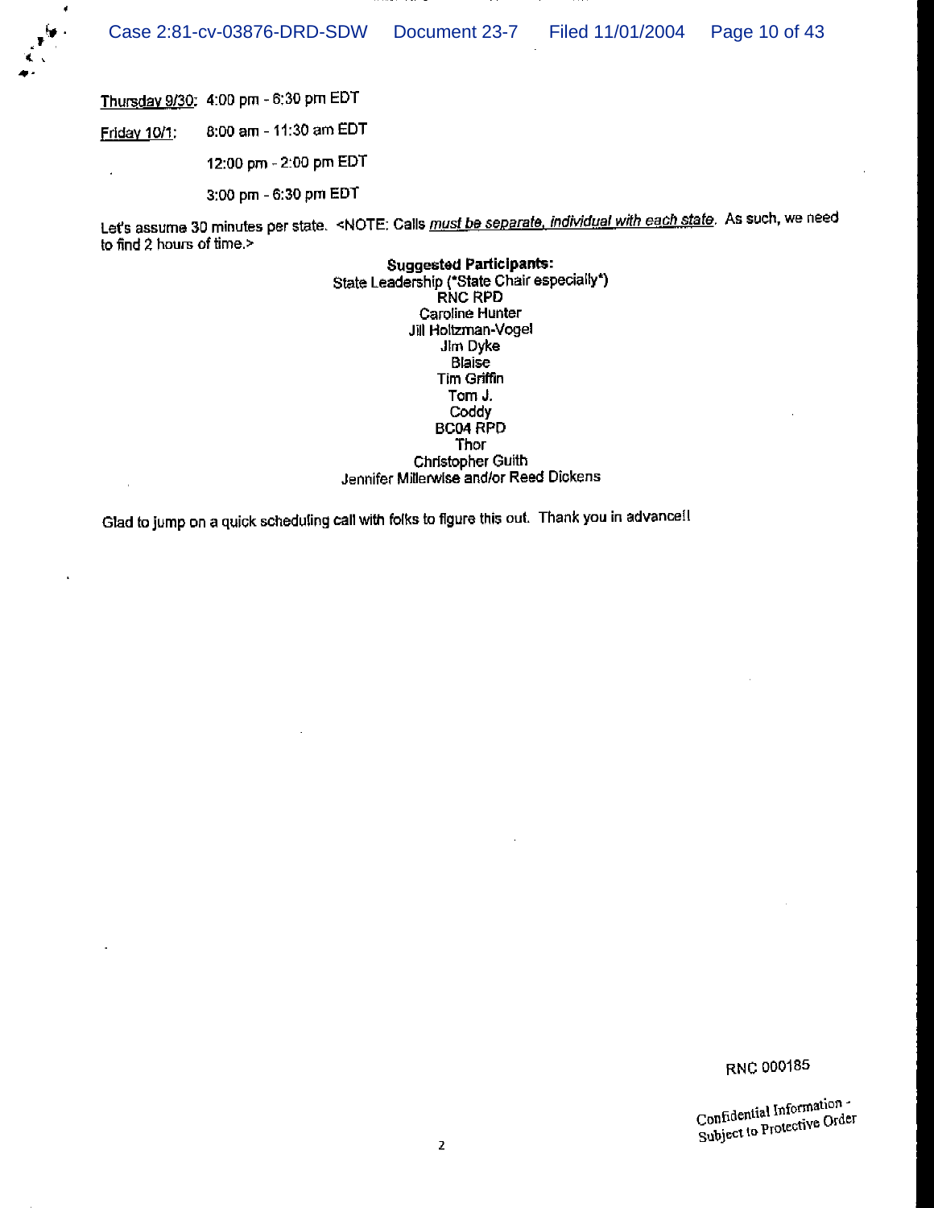Thursday 9/30: 4:00 pm - 6:30 pm EDT

Friday 10/1: 8:00 am - 11:30 am EDT

12:00 pm - 2:00 pm EDT

3:00 pm - 6:30 pm EDT

Let's assume 30 minutes per state. <NOTE: Calls *must be separate, individual with each state*. As such, we need to find 2 hours of time.>

**Suggested Participants:**

State Leadership (*State Chair especially*)
RNC RPD
Caroline Hunter
Jill Holtzman-Vogel
Jim Dyke
Blaise
Tim Griffin
Tom J.
Coddy
BC04 RPD
Thor
Christopher Guith
Jennifer Millerwise and/or Reed Dickens

Glad to jump on a quick scheduling call with folks to figure this out. Thank you in advance!!

RNC 000185

Confidential Information - Subject to Protective Order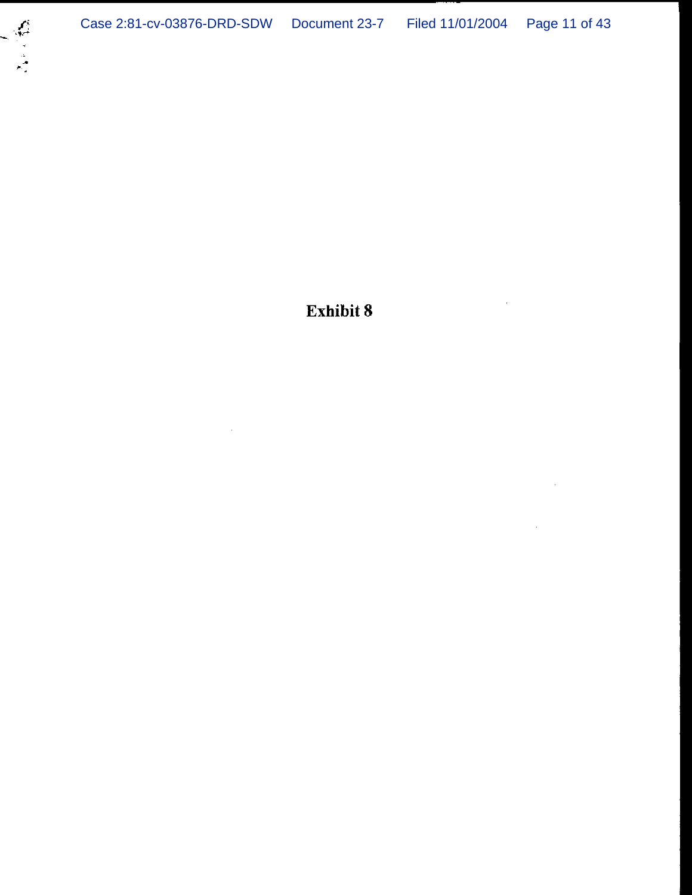**Exhibit 8**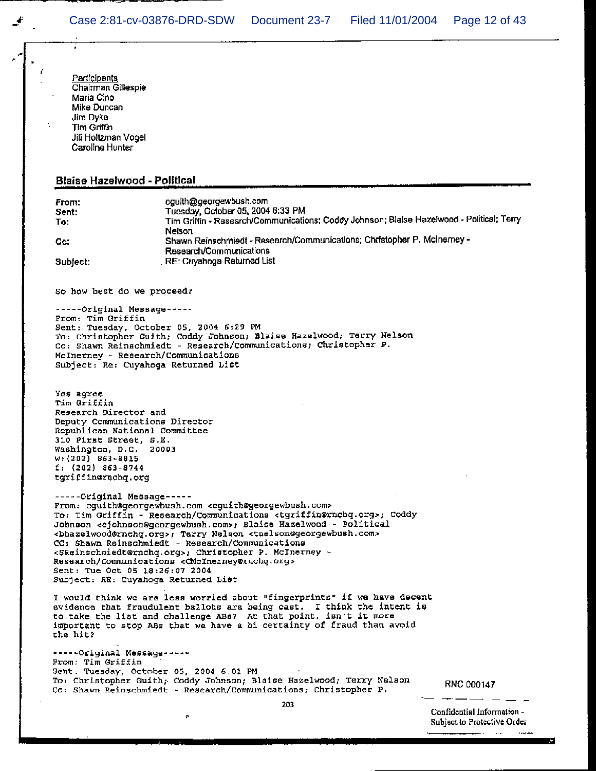Participants
Chairman Gillespie
Maria Cino
Mike Duncan
Jim Dyke
Tim Griffin
Jill Holtzman Vogel
Caroline Hunter

## Blaise Hazelwood - Political

| | |
|---|---|
| **From:** | cguith@georgewbush.com |
| **Sent:** | Tuesday, October 05, 2004 6:33 PM |
| **To:** | Tim Griffin - Research/Communications; Coddy Johnson; Blaise Hazelwood - Political; Terry Nelson |
| **Cc:** | Shawn Reinschmiedt - Research/Communications; Christopher P. McInerney - Research/Communications |
| **Subject:** | RE: Cuyahoga Returned List |

So how best do we proceed?

-----Original Message-----
From: Tim Griffin
Sent: Tuesday, October 05, 2004 6:29 PM
To: Christopher Guith; Coddy Johnson; Blaise Hazelwood; Terry Nelson
Cc: Shawn Reinschmiedt - Research/Communications; Christopher P. McInerney - Research/Communications
Subject: Re: Cuyahoga Returned List

Yes agree
Tim Griffin
Research Director and
Deputy Communications Director
Republican National Committee
310 First Street, S.E.
Washington, D.C. 20003
w:(202) 863-8815
f: (202) 863-8744
tgriffin@rnchq.org

-----Original Message-----
From: cguith@georgewbush.com <cguith@georgewbush.com>
To: Tim Griffin - Research/Communications <tgriffin@rnchq.org>; Coddy Johnson <cjohnson@georgewbush.com>; Blaise Hazelwood - Political <bhazelwood@rnchq.org>; Terry Nelson <tnelson@georgewbush.com>
CC: Shawn Reinschmiedt - Research/Communications <SReinschmiedt@rnchq.org>; Christopher P. McInerney - Research/Communications <CMcInerney@rnchq.org>
Sent: Tue Oct 05 18:26:07 2004
Subject: RE: Cuyahoga Returned List

I would think we are less worried about "fingerprints" if we have decent evidence that fraudulent ballots are being cast. I think the intent is to take the list and challenge ABs? At that point, isn't it more important to stop ABs that we have a hi certainty of fraud than avoid the hit?

-----Original Message-----
From: Tim Griffin
Sent: Tuesday, October 05, 2004 6:01 PM
To: Christopher Guith; Coddy Johnson; Blaise Hazelwood; Terry Nelson
Cc: Shawn Reinschmiedt - Research/Communications; Christopher P.

RNC 000147

Confidential Information - Subject to Protective Order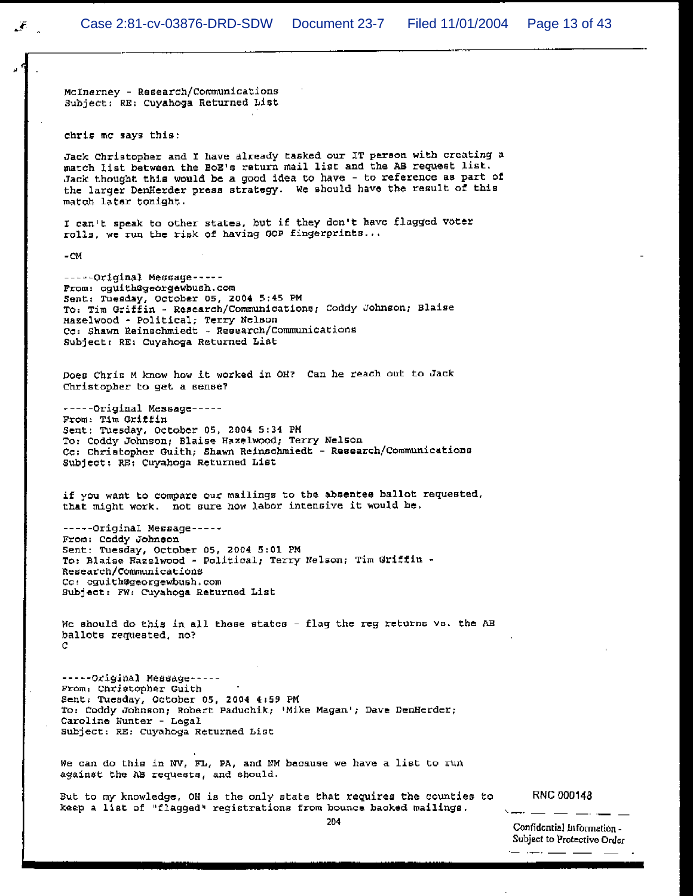McInerney - Research/Communications
Subject: RE: Cuyahoga Returned List

chris mc says this:

Jack Christopher and I have already tasked our IT person with creating a match list between the BoE's return mail list and the AB request list. Jack thought this would be a good idea to have - to reference as part of the larger DenHerder press strategy. We should have the result of this match later tonight.

I can't speak to other states, but if they don't have flagged voter rolls, we run the risk of having GOP fingerprints...

-CM

-----Original Message-----
From: cguith@georgewbush.com
Sent: Tuesday, October 05, 2004 5:45 PM
To: Tim Griffin - Research/Communications; Coddy Johnson; Blaise Hazelwood - Political; Terry Nelson
Cc: Shawn Reinschmiedt - Research/Communications
Subject: RE: Cuyahoga Returned List

Does Chris M know how it worked in OH? Can he reach out to Jack Christopher to get a sense?

-----Original Message-----
From: Tim Griffin
Sent: Tuesday, October 05, 2004 5:34 PM
To: Coddy Johnson; Blaise Hazelwood; Terry Nelson
Cc: Christopher Guith; Shawn Reinschmiedt - Research/Communications
Subject: RE: Cuyahoga Returned List

if you want to compare our mailings to the absentee ballot requested, that might work. not sure how labor intensive it would be.

-----Original Message-----
From: Coddy Johnson
Sent: Tuesday, October 05, 2004 5:01 PM
To: Blaise Hazelwood - Political; Terry Nelson; Tim Griffin - Research/Communications
Cc: cguith@georgewbush.com
Subject: FW: Cuyahoga Returned List

We should do this in all these states - flag the reg returns vs. the AB ballots requested, no?
C

-----Original Message-----
From: Christopher Guith
Sent: Tuesday, October 05, 2004 4:59 PM
To: Coddy Johnson; Robert Paduchik; 'Mike Magan'; Dave DenHerder; Caroline Hunter - Legal
Subject: RE: Cuyahoga Returned List

We can do this in NV, FL, PA, and NM because we have a list to run against the AB requests, and should.

But to my knowledge, OH is the only state that requires the counties to keep a list of "flagged" registrations from bounce backed mailings.

RNC 000148

Confidential Information - Subject to Protective Order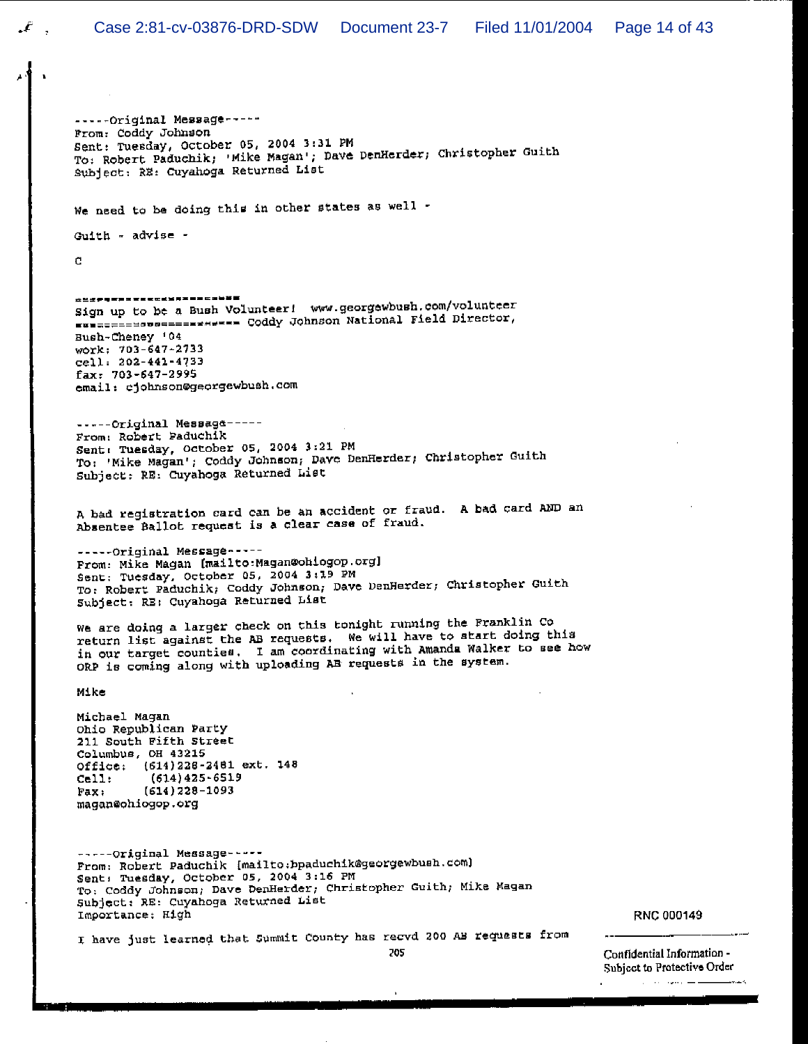-----Original Message-----
From: Coddy Johnson
Sent: Tuesday, October 05, 2004 3:31 PM
To: Robert Paduchik; 'Mike Magan'; Dave DenHerder; Christopher Guith
Subject: RE: Cuyahoga Returned List

We need to be doing this in other states as well -

Guith - advise -

C

======================
Sign up to be a Bush Volunteer! www.georgewbush.com/volunteer
====================== Coddy Johnson National Field Director,
Bush-Cheney '04
work: 703-647-2733
cell: 202-441-4733
fax: 703-647-2995
email: cjohnson@georgewbush.com

-----Original Message-----
From: Robert Paduchik
Sent: Tuesday, October 05, 2004 3:21 PM
To: 'Mike Magan'; Coddy Johnson; Dave DenHerder; Christopher Guith
Subject: RE: Cuyahoga Returned List

A bad registration card can be an accident or fraud. A bad card AND an Absentee Ballot request is a clear case of fraud.

-----Original Message-----
From: Mike Magan [mailto:Magan@ohiogop.org]
Sent: Tuesday, October 05, 2004 3:19 PM
To: Robert Paduchik; Coddy Johnson; Dave DenHerder; Christopher Guith
Subject: RE: Cuyahoga Returned List

We are doing a larger check on this tonight running the Franklin Co return list against the AB requests. We will have to start doing this in our target counties. I am coordinating with Amanda Walker to see how ORP is coming along with uploading AB requests in the system.

Mike

Michael Magan
Ohio Republican Party
211 South Fifth Street
Columbus, OH 43215
Office: (614)228-2481 ext. 148
Cell: (614)425-6519
Fax: (614)228-1093
magan@ohiogop.org

-----Original Message-----
From: Robert Paduchik [mailto:bpaduchik@georgewbush.com]
Sent: Tuesday, October 05, 2004 3:16 PM
To: Coddy Johnson; Dave DenHerder; Christopher Guith; Mike Magan
Subject: RE: Cuyahoga Returned List
Importance: High

I have just learned that Summit County has recvd 200 AB requests from

RNC 000149

Confidential Information - Subject to Protective Order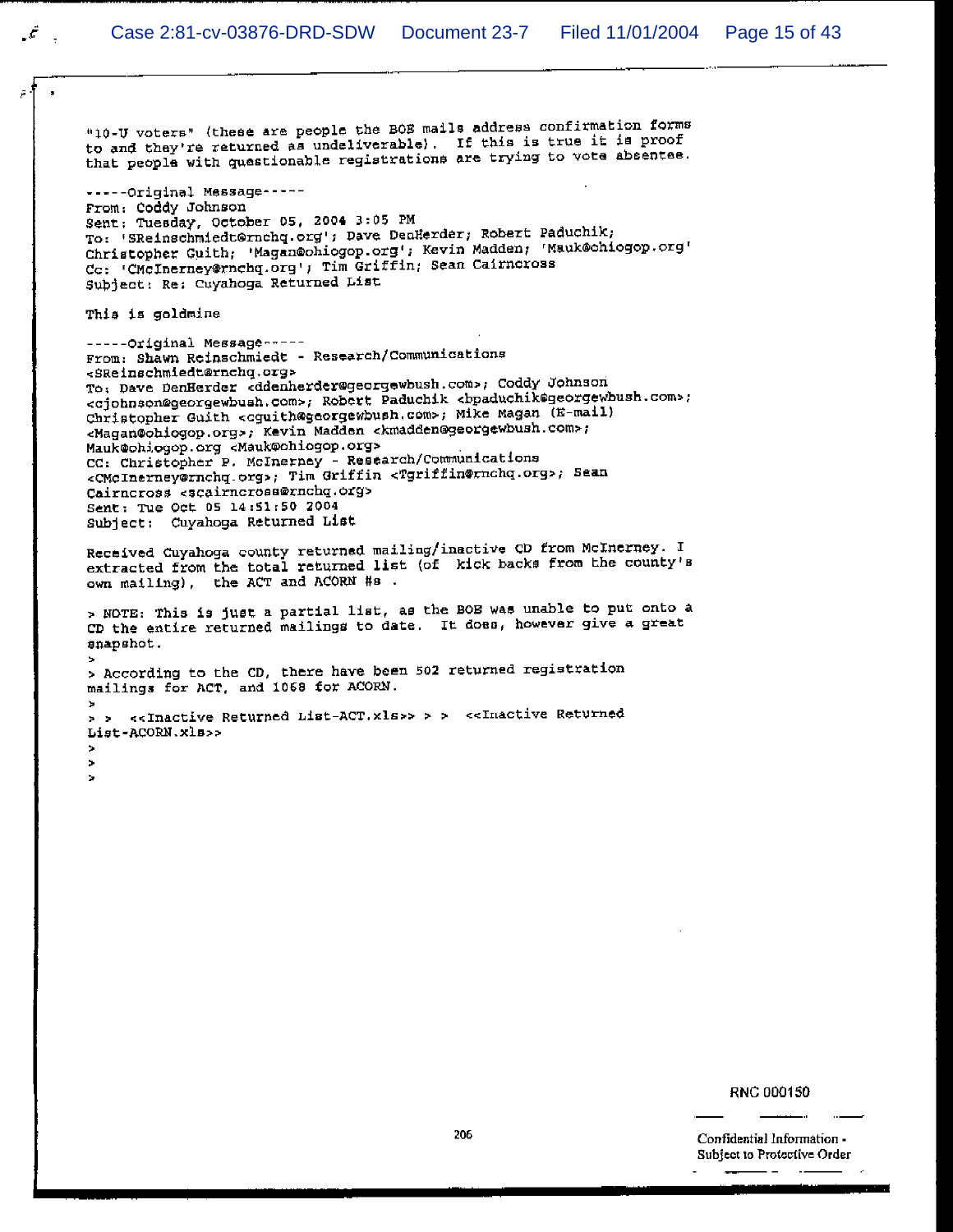"10-U voters" (these are people the BOE mails address confirmation forms to and they're returned as undeliverable). If this is true it is proof that people with questionable registrations are trying to vote absentee.

-----Original Message-----
From: Coddy Johnson
Sent: Tuesday, October 05, 2004 3:05 PM
To: 'SReinschmiedt@rnchq.org'; Dave DenHerder; Robert Paduchik; Christopher Guith; 'Magan@ohiogop.org'; Kevin Madden; 'Mauk@ohiogop.org'
Cc: 'CMcInerney@rnchq.org'; Tim Griffin; Sean Cairncross
Subject: Re: Cuyahoga Returned List

This is goldmine

-----Original Message-----
From: Shawn Reinschmiedt - Research/Communications <SReinschmiedt@rnchq.org>
To: Dave DenHerder <ddenherder@georgewbush.com>; Coddy Johnson <cjohnson@georgewbush.com>; Robert Paduchik <bpaduchik@georgewbush.com>; Christopher Guith <cguith@georgewbush.com>; Mike Magan (E-mail) <Magan@ohiogop.org>; Kevin Madden <kmadden@georgewbush.com>; Mauk@ohiogop.org <Mauk@ohiogop.org>
CC: Christopher P. McInerney - Research/Communications <CMcInerney@rnchq.org>; Tim Griffin <Tgriffin@rnchq.org>; Sean Cairncross <scairncross@rnchq.org>
Sent: Tue Oct 05 14:51:50 2004
Subject: Cuyahoga Returned List

Received Cuyahoga county returned mailing/inactive CD from McInerney. I extracted from the total returned list (of kick backs from the county's own mailing), the ACT and ACORN #s .

> NOTE: This is just a partial list, as the BOE was unable to put onto a CD the entire returned mailings to date. It does, however give a great snapshot.
>
> According to the CD, there have been 502 returned registration mailings for ACT, and 1068 for ACORN.
>
> > <<Inactive Returned List-ACT.xls>> > > <<Inactive Returned List-ACORN.xls>>
>
>
>

RNC 000150

Confidential Information - Subject to Protective Order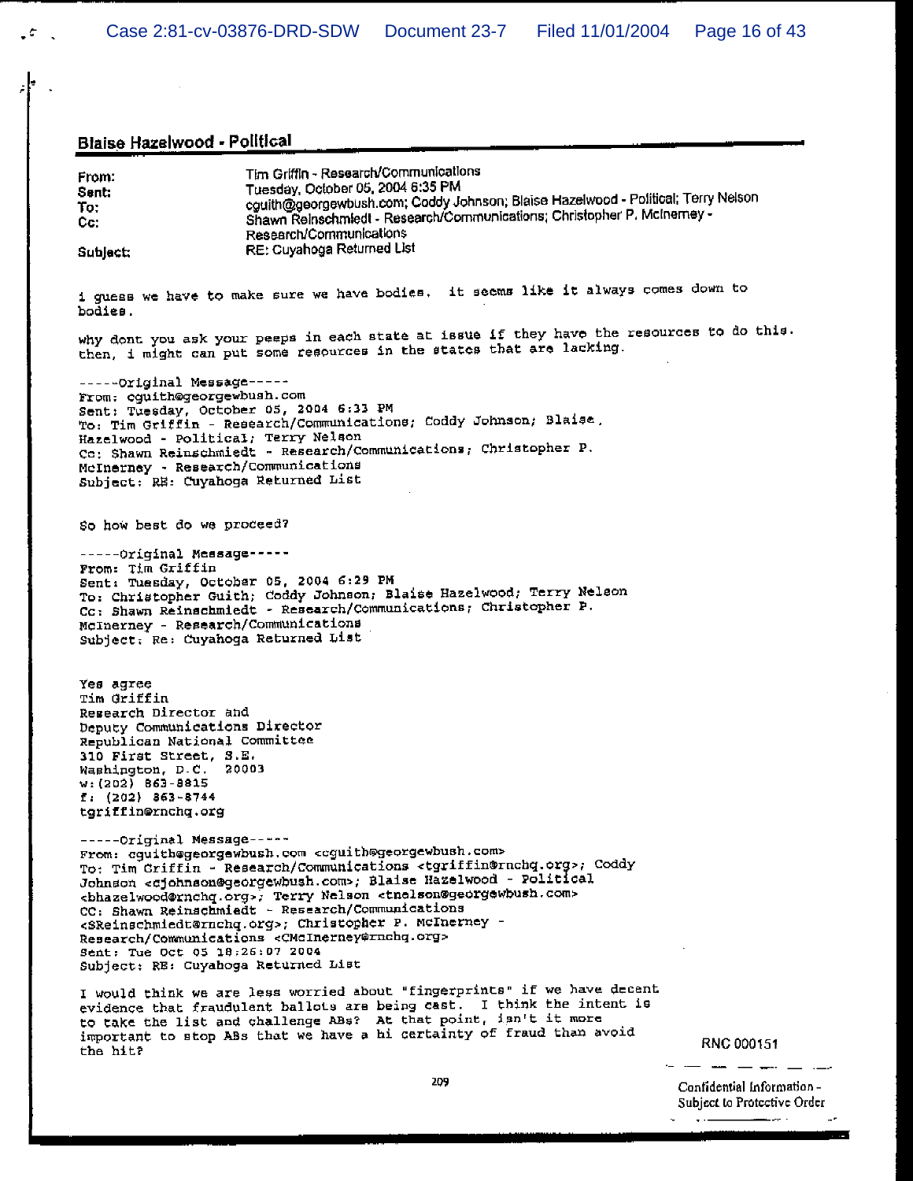**Blaise Hazelwood - Political**

| | |
|---|---|
| From: | Tim Griffin - Research/Communications |
| Sent: | Tuesday, October 05, 2004 6:35 PM |
| To: | cguith@georgewbush.com; Coddy Johnson; Blaise Hazelwood - Political; Terry Nelson |
| Cc: | Shawn Reinschmiedt - Research/Communications; Christopher P. McInerney - Research/Communications |
| Subject: | RE: Cuyahoga Returned List |

i guess we have to make sure we have bodies. it seems like it always comes down to bodies.

why dont you ask your peeps in each state at issue if they have the resources to do this. then, i might can put some resources in the states that are lacking.

-----Original Message-----
From: cguith@georgewbush.com
Sent: Tuesday, October 05, 2004 6:33 PM
To: Tim Griffin - Research/Communications; Coddy Johnson; Blaise Hazelwood - Political; Terry Nelson
Cc: Shawn Reinschmiedt - Research/Communications; Christopher P. McInerney - Research/Communications
Subject: RE: Cuyahoga Returned List

So how best do we proceed?

-----Original Message-----
From: Tim Griffin
Sent: Tuesday, October 05, 2004 6:29 PM
To: Christopher Guith; Coddy Johnson; Blaise Hazelwood; Terry Nelson
Cc: Shawn Reinschmiedt - Research/Communications; Christopher P. McInerney - Research/Communications
Subject: Re: Cuyahoga Returned List

Yes agree
Tim Griffin
Research Director and
Deputy Communications Director
Republican National Committee
310 First Street, S.E.
Washington, D.C. 20003
w:(202) 863-8815
f: (202) 863-8744
tgriffin@rnchq.org

-----Original Message-----
From: cguith@georgewbush.com <cguith@georgewbush.com>
To: Tim Griffin - Research/Communications <tgriffin@rnchq.org>; Coddy Johnson <cjohnson@georgewbush.com>; Blaise Hazelwood - Political <bhazelwood@rnchq.org>; Terry Nelson <tnelson@georgewbush.com>
CC: Shawn Reinschmiedt - Research/Communications <SReinschmiedt@rnchq.org>; Christopher P. McInerney - Research/Communications <CMcInerney@rnchq.org>
Sent: Tue Oct 05 18:26:07 2004
Subject: RE: Cuyahoga Returned List

I would think we are less worried about "fingerprints" if we have decent evidence that fraudulent ballots are being cast. I think the intent is to take the list and challenge ABs? At that point, isn't it more important to stop ABs that we have a hi certainty of fraud than avoid the hit?

RNC 000151

209

Confidential Information - Subject to Protective Order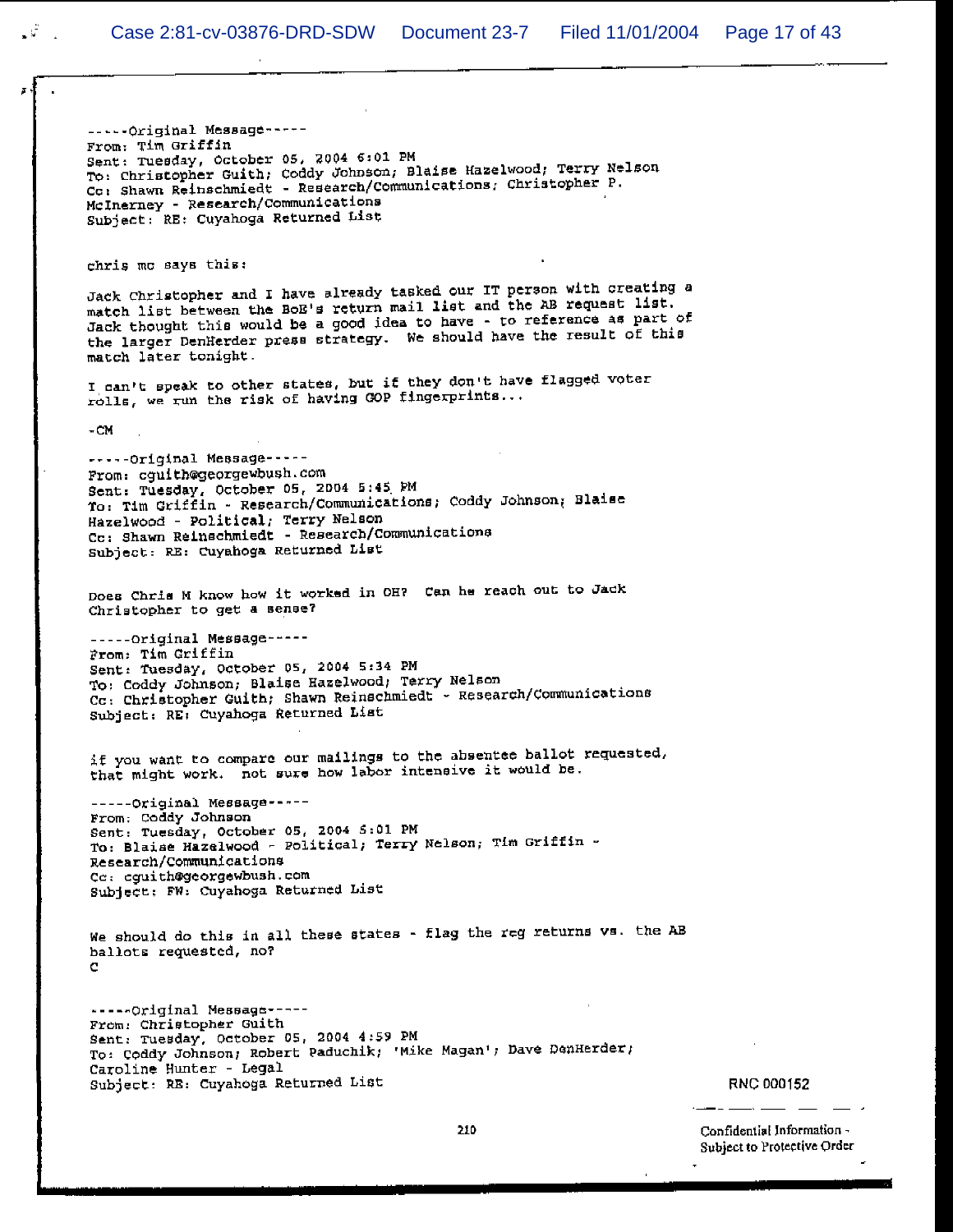-----Original Message-----
From: Tim Griffin
Sent: Tuesday, October 05, 2004 6:01 PM
To: Christopher Guith; Coddy Johnson; Blaise Hazelwood; Terry Nelson
Cc: Shawn Reinschmiedt - Research/Communications; Christopher P. McInerney - Research/Communications
Subject: RE: Cuyahoga Returned List

chris mc says this:

Jack Christopher and I have already tasked our IT person with creating a match list between the BoE's return mail list and the AB request list. Jack thought this would be a good idea to have - to reference as part of the larger DenHerder press strategy. We should have the result of this match later tonight.

I can't speak to other states, but if they don't have flagged voter rolls, we run the risk of having GOP fingerprints...

-CM

-----Original Message-----
From: cguith@georgewbush.com
Sent: Tuesday, October 05, 2004 5:45 PM
To: Tim Griffin - Research/Communications; Coddy Johnson; Blaise Hazelwood - Political; Terry Nelson
Cc: Shawn Reinschmiedt - Research/Communications
Subject: RE: Cuyahoga Returned List

Does Chris M know how it worked in OH? Can he reach out to Jack Christopher to get a sense?

-----Original Message-----
From: Tim Griffin
Sent: Tuesday, October 05, 2004 5:34 PM
To: Coddy Johnson; Blaise Hazelwood; Terry Nelson
Cc: Christopher Guith; Shawn Reinschmiedt - Research/Communications
Subject: RE: Cuyahoga Returned List

if you want to compare our mailings to the absentee ballot requested, that might work. not sure how labor intensive it would be.

-----Original Message-----
From: Coddy Johnson
Sent: Tuesday, October 05, 2004 5:01 PM
To: Blaise Hazelwood - Political; Terry Nelson; Tim Griffin - Research/Communications
Cc: cguith@georgewbush.com
Subject: FW: Cuyahoga Returned List

We should do this in all these states - flag the reg returns vs. the AB ballots requested, no?
C

-----Original Message-----
From: Christopher Guith
Sent: Tuesday, October 05, 2004 4:59 PM
To: Coddy Johnson; Robert Paduchik; 'Mike Magan'; Dave DenHerder; Caroline Hunter - Legal
Subject: RE: Cuyahoga Returned List

RNC 000152

Confidential Information - Subject to Protective Order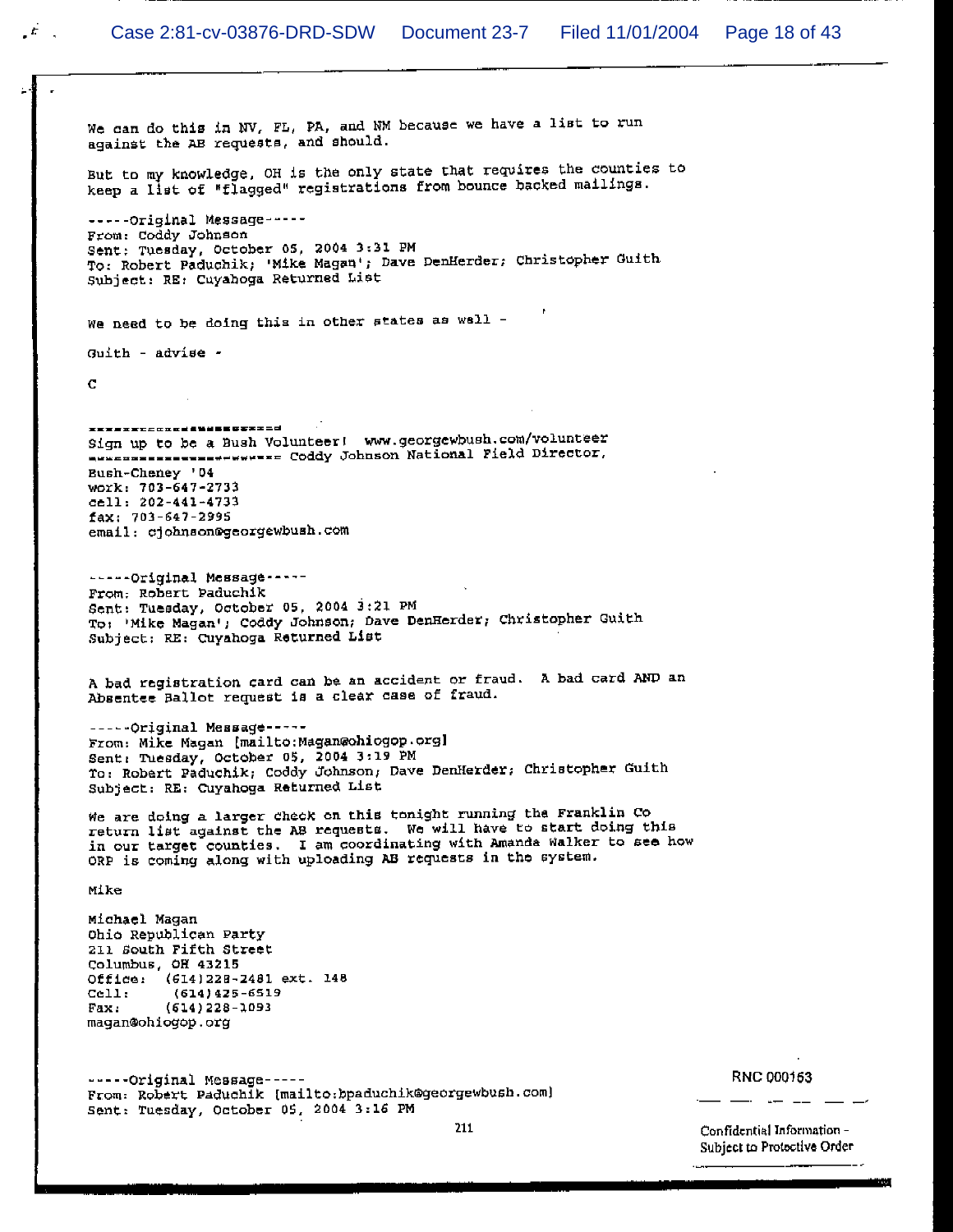We can do this in NV, FL, PA, and NM because we have a list to run against the AB requests, and should.

But to my knowledge, OH is the only state that requires the counties to keep a list of "flagged" registrations from bounce backed mailings.

-----Original Message-----
From: Coddy Johnson
Sent: Tuesday, October 05, 2004 3:31 PM
To: Robert Paduchik; 'Mike Magan'; Dave DenHerder; Christopher Guith
Subject: RE: Cuyahoga Returned List

We need to be doing this in other states as well -

Guith - advise -

C

======================
Sign up to be a Bush Volunteer! www.georgewbush.com/volunteer
====================== Coddy Johnson National Field Director, Bush-Cheney '04
work: 703-647-2733
cell: 202-441-4733
fax: 703-647-2995
email: cjohnson@georgewbush.com

-----Original Message-----
From: Robert Paduchik
Sent: Tuesday, October 05, 2004 3:21 PM
To: 'Mike Magan'; Coddy Johnson; Dave DenHerder; Christopher Guith
Subject: RE: Cuyahoga Returned List

A bad registration card can be an accident or fraud. A bad card AND an Absentee Ballot request is a clear case of fraud.

-----Original Message-----
From: Mike Magan [mailto:Magan@ohiogop.org]
Sent: Tuesday, October 05, 2004 3:19 PM
To: Robert Paduchik; Coddy Johnson; Dave DenHerder; Christopher Guith
Subject: RE: Cuyahoga Returned List

We are doing a larger check on this tonight running the Franklin Co return list against the AB requests. We will have to start doing this in our target counties. I am coordinating with Amanda Walker to see how ORP is coming along with uploading AB requests in the system.

Mike

Michael Magan
Ohio Republican Party
211 South Fifth Street
Columbus, OH 43215
Office: (614)228-2481 ext. 148
Cell: (614)425-6519
Fax: (614)228-1093
magan@ohiogop.org

-----Original Message-----
From: Robert Paduchik [mailto:bpaduchik@georgewbush.com]
Sent: Tuesday, October 05, 2004 3:16 PM

RNC 000163

Confidential Information - Subject to Protective Order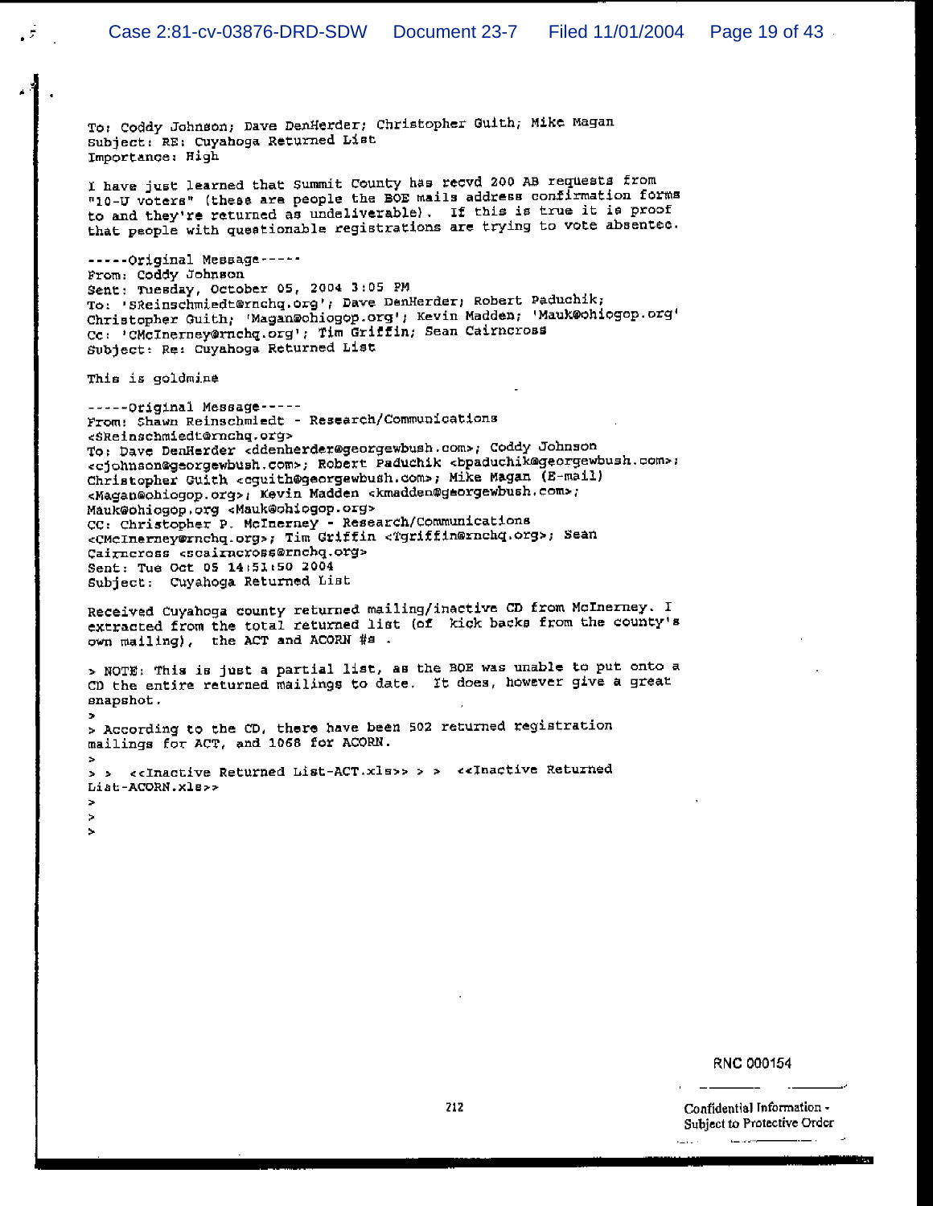To: Coddy Johnson; Dave DenHerder; Christopher Guith; Mike Magan
Subject: RE: Cuyahoga Returned List
Importance: High

I have just learned that Summit County has recvd 200 AB requests from "10-U voters" (these are people the BOE mails address confirmation forms to and they're returned as undeliverable). If this is true it is proof that people with questionable registrations are trying to vote absentee.

-----Original Message-----
From: Coddy Johnson
Sent: Tuesday, October 05, 2004 3:05 PM
To: 'SReinschmiedt@rnchq.org'; Dave DenHerder; Robert Paduchik; Christopher Guith; 'Magan@ohiogop.org'; Kevin Madden; 'Mauk@ohiogop.org'
Cc: 'CMcInerney@rnchq.org'; Tim Griffin; Sean Cairncross
Subject: Re: Cuyahoga Returned List

This is goldmine

-----Original Message-----
From: Shawn Reinschmiedt - Research/Communications <SReinschmiedt@rnchq.org>
To: Dave DenHerder <ddenherder@georgewbush.com>; Coddy Johnson <cjohnson@georgewbush.com>; Robert Paduchik <bpaduchik@georgewbush.com>; Christopher Guith <cguith@georgewbush.com>; Mike Magan (E-mail) <Magan@ohiogop.org>; Kevin Madden <kmadden@georgewbush.com>; Mauk@ohiogop.org <Mauk@ohiogop.org>
CC: Christopher P. McInerney - Research/Communications <CMcInerney@rnchq.org>; Tim Griffin <Tgriffin@rnchq.org>; Sean Cairncross <scairncross@rnchq.org>
Sent: Tue Oct 05 14:51:50 2004
Subject: Cuyahoga Returned List

Received Cuyahoga county returned mailing/inactive CD from McInerney. I extracted from the total returned list (of kick backs from the county's own mailing), the ACT and ACORN #s .

> NOTE: This is just a partial list, as the BOE was unable to put onto a CD the entire returned mailings to date. It does, however give a great snapshot.
>
> According to the CD, there have been 502 returned registration mailings for ACT, and 1068 for ACORN.
>
> > <<Inactive Returned List-ACT.xls>> > > <<Inactive Returned List-ACORN.xls>>
>
>
>

RNC 000154

212

Confidential Information - Subject to Protective Order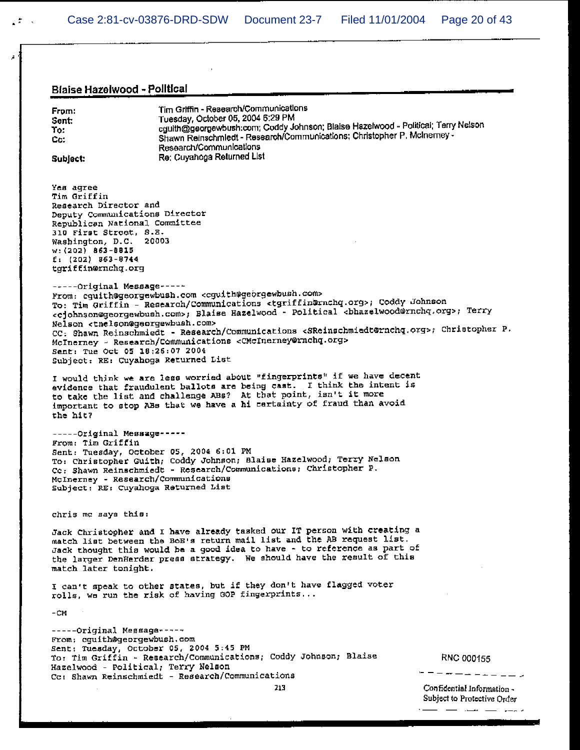**Blaise Hazelwood - Political**

| | |
|---|---|
| **From:** | Tim Griffin - Research/Communications |
| **Sent:** | Tuesday, October 05, 2004 6:29 PM |
| **To:** | cguith@georgewbush.com; Coddy Johnson; Blaise Hazelwood - Political; Terry Nelson |
| **Cc:** | Shawn Reinschmiedt - Research/Communications; Christopher P. McInerney - Research/Communications |
| **Subject:** | Re: Cuyahoga Returned List |

Yes agree
Tim Griffin
Research Director and
Deputy Communications Director
Republican National Committee
310 First Street, S.E.
Washington, D.C. 20003
w:(202) 863-8815
f: (202) 863-8744
tgriffin@rnchq.org

-----Original Message-----
From: cguith@georgewbush.com <cguith@georgewbush.com>
To: Tim Griffin - Research/Communications <tgriffin@rnchq.org>; Coddy Johnson <cjohnson@georgewbush.com>; Blaise Hazelwood - Political <bhazelwood@rnchq.org>; Terry Nelson <tnelson@georgewbush.com>
CC: Shawn Reinschmiedt - Research/Communications <SReinschmiedt@rnchq.org>; Christopher P. McInerney - Research/Communications <CMcInerney@rnchq.org>
Sent: Tue Oct 05 18:26:07 2004
Subject: RE: Cuyahoga Returned List

I would think we are less worried about "fingerprints" if we have decent evidence that fraudulent ballots are being cast. I think the intent is to take the list and challenge ABs? At that point, isn't it more important to stop ABs that we have a hi certainty of fraud than avoid the hit?

-----Original Message-----
From: Tim Griffin
Sent: Tuesday, October 05, 2004 6:01 PM
To: Christopher Guith; Coddy Johnson; Blaise Hazelwood; Terry Nelson
Cc: Shawn Reinschmiedt - Research/Communications; Christopher P. McInerney - Research/Communications
Subject: RE: Cuyahoga Returned List

chris mc says this:

Jack Christopher and I have already tasked our IT person with creating a match list between the BoE's return mail list and the AB request list. Jack thought this would be a good idea to have - to reference as part of the larger DenHerder press strategy. We should have the result of this match later tonight.

I can't speak to other states, but if they don't have flagged voter rolls, we run the risk of having GOP fingerprints...

-CM

-----Original Message-----
From: cguith@georgewbush.com
Sent: Tuesday, October 05, 2004 5:45 PM
To: Tim Griffin - Research/Communications; Coddy Johnson; Blaise Hazelwood - Political; Terry Nelson
Cc: Shawn Reinschmiedt - Research/Communications

RNC 000155

Confidential Information - Subject to Protective Order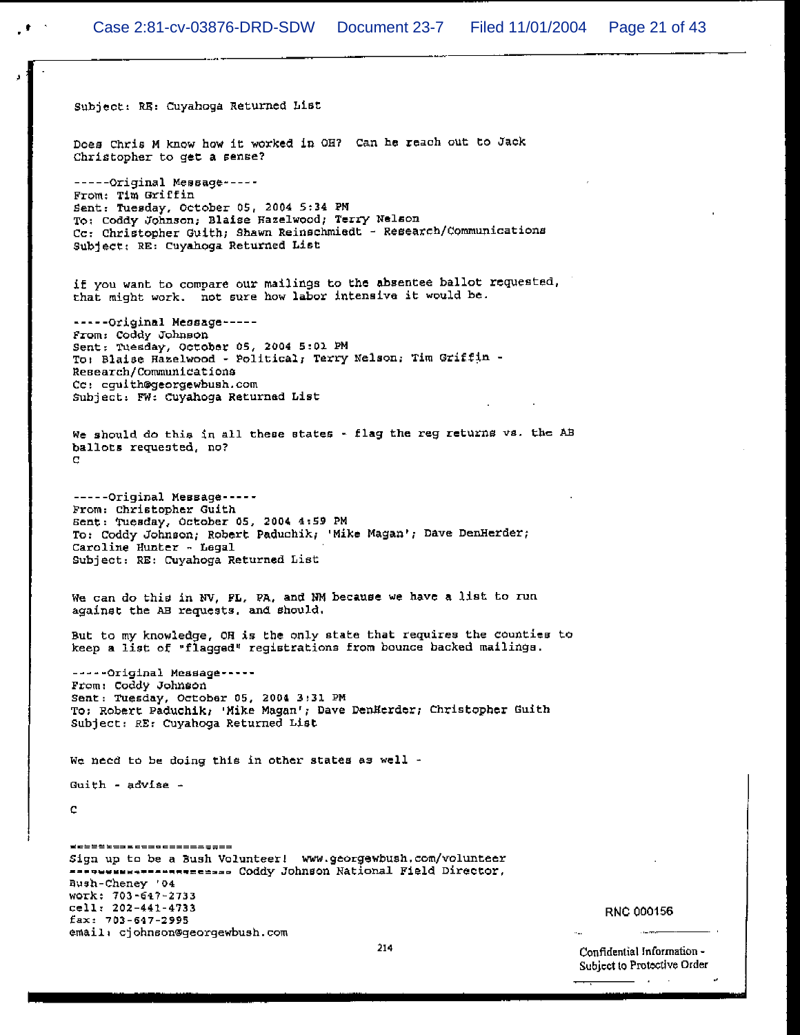Subject: RE: Cuyahoga Returned List

Does Chris M know how it worked in OH? Can he reach out to Jack Christopher to get a sense?

-----Original Message-----
From: Tim Griffin
Sent: Tuesday, October 05, 2004 5:34 PM
To: Coddy Johnson; Blaise Hazelwood; Terry Nelson
Cc: Christopher Guith; Shawn Reinschmiedt - Research/Communications
Subject: RE: Cuyahoga Returned List

if you want to compare our mailings to the absentee ballot requested, that might work. not sure how labor intensive it would be.

-----Original Message-----
From: Coddy Johnson
Sent: Tuesday, October 05, 2004 5:01 PM
To: Blaise Hazelwood - Political; Terry Nelson; Tim Griffin - Research/Communications
Cc: cguith@georgewbush.com
Subject: FW: Cuyahoga Returned List

We should do this in all these states - flag the reg returns vs. the AB ballots requested, no?
C

-----Original Message-----
From: Christopher Guith
Sent: Tuesday, October 05, 2004 4:59 PM
To: Coddy Johnson; Robert Paduchik; 'Mike Magan'; Dave DenHerder; Caroline Hunter - Legal
Subject: RE: Cuyahoga Returned List

We can do this in NV, FL, PA, and NM because we have a list to run against the AB requests, and should.

But to my knowledge, OH is the only state that requires the counties to keep a list of "flagged" registrations from bounce backed mailings.

-----Original Message-----
From: Coddy Johnson
Sent: Tuesday, October 05, 2004 3:31 PM
To: Robert Paduchik; 'Mike Magan'; Dave DenHerder; Christopher Guith
Subject: RE: Cuyahoga Returned List

We need to be doing this in other states as well -

Guith - advise -

C

======================
Sign up to be a Bush Volunteer! www.georgewbush.com/volunteer
====================== Coddy Johnson National Field Director, Bush-Cheney '04
work: 703-647-2733
cell: 202-441-4733
fax: 703-647-2995
email: cjohnson@georgewbush.com

RNC 000156

Confidential Information - Subject to Protective Order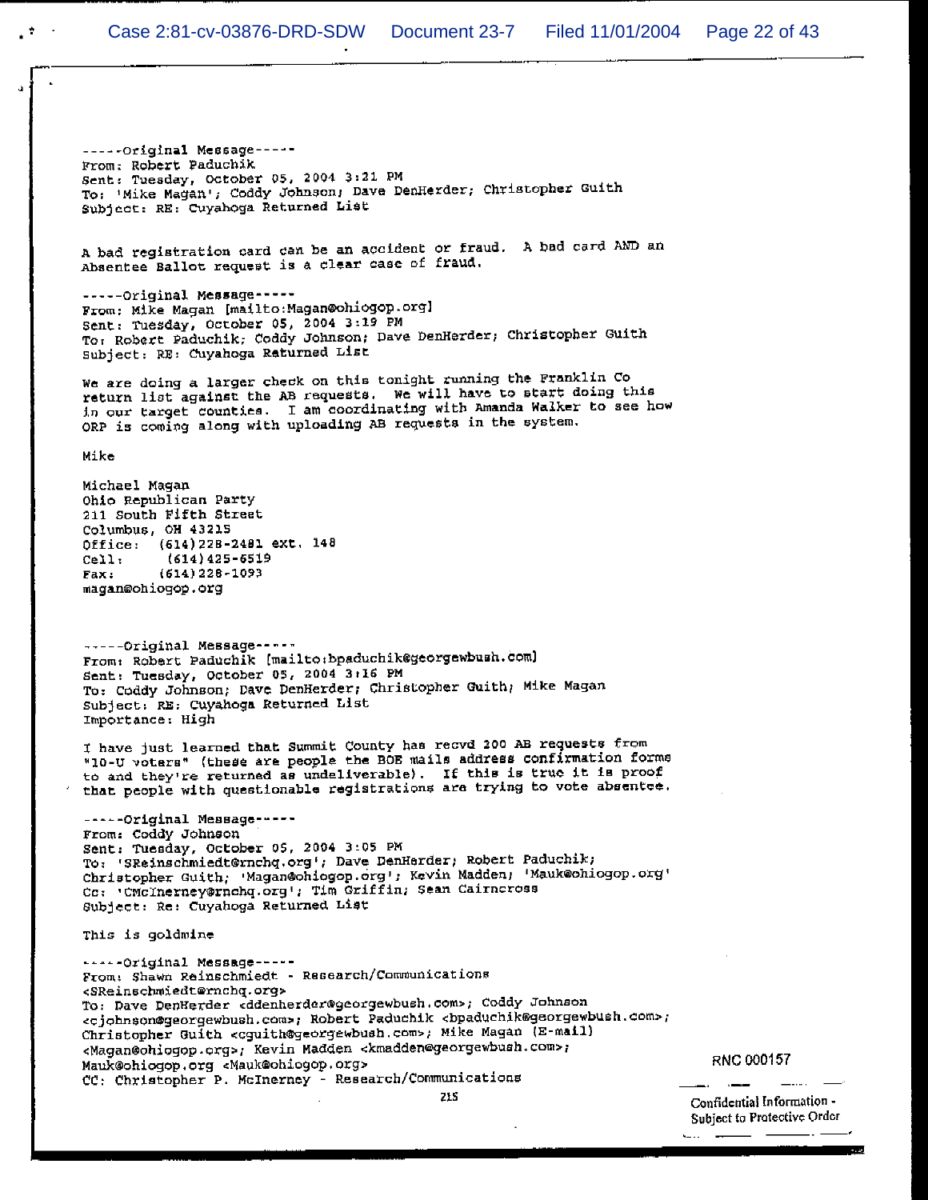-----Original Message-----
From: Robert Paduchik
Sent: Tuesday, October 05, 2004 3:21 PM
To: 'Mike Magan'; Coddy Johnson; Dave DenHerder; Christopher Guith
Subject: RE: Cuyahoga Returned List

A bad registration card can be an accident or fraud. A bad card AND an Absentee Ballot request is a clear case of fraud.

-----Original Message-----
From: Mike Magan [mailto:Magan@ohiogop.org]
Sent: Tuesday, October 05, 2004 3:19 PM
To: Robert Paduchik; Coddy Johnson; Dave DenHerder; Christopher Guith
Subject: RE: Cuyahoga Returned List

We are doing a larger check on this tonight running the Franklin Co return list against the AB requests. We will have to start doing this in our target counties. I am coordinating with Amanda Walker to see how ORP is coming along with uploading AB requests in the system.

Mike

Michael Magan
Ohio Republican Party
211 South Fifth Street
Columbus, OH 43215
Office: (614)228-2481 ext. 148
Cell: (614)425-6519
Fax: (614)228-1093
magan@ohiogop.org

-----Original Message-----
From: Robert Paduchik [mailto:bpaduchik@georgewbush.com]
Sent: Tuesday, October 05, 2004 3:16 PM
To: Coddy Johnson; Dave DenHerder; Christopher Guith; Mike Magan
Subject: RE: Cuyahoga Returned List
Importance: High

I have just learned that Summit County has recvd 200 AB requests from "10-U voters" (these are people the BOE mails address confirmation forms to and they're returned as undeliverable). If this is true it is proof that people with questionable registrations are trying to vote absentee.

-----Original Message-----
From: Coddy Johnson
Sent: Tuesday, October 05, 2004 3:05 PM
To: 'SReinschmiedt@rnchq.org'; Dave DenHerder; Robert Paduchik; Christopher Guith; 'Magan@ohiogop.org'; Kevin Madden; 'Mauk@ohiogop.org'
Cc: 'CMcInerney@rnchq.org'; Tim Griffin; Sean Cairncross
Subject: Re: Cuyahoga Returned List

This is goldmine

-----Original Message-----
From: Shawn Reinschmiedt - Research/Communications <SReinschmiedt@rnchq.org>
To: Dave DenHerder <ddenherder@georgewbush.com>; Coddy Johnson <cjohnson@georgewbush.com>; Robert Paduchik <bpaduchik@georgewbush.com>; Christopher Guith <cguith@georgewbush.com>; Mike Magan (E-mail) <Magan@ohiogop.org>; Kevin Madden <kmadden@georgewbush.com>; Mauk@ohiogop.org <Mauk@ohiogop.org>
CC: Christopher P. McInerney - Research/Communications

RNC 000157

Confidential Information - Subject to Protective Order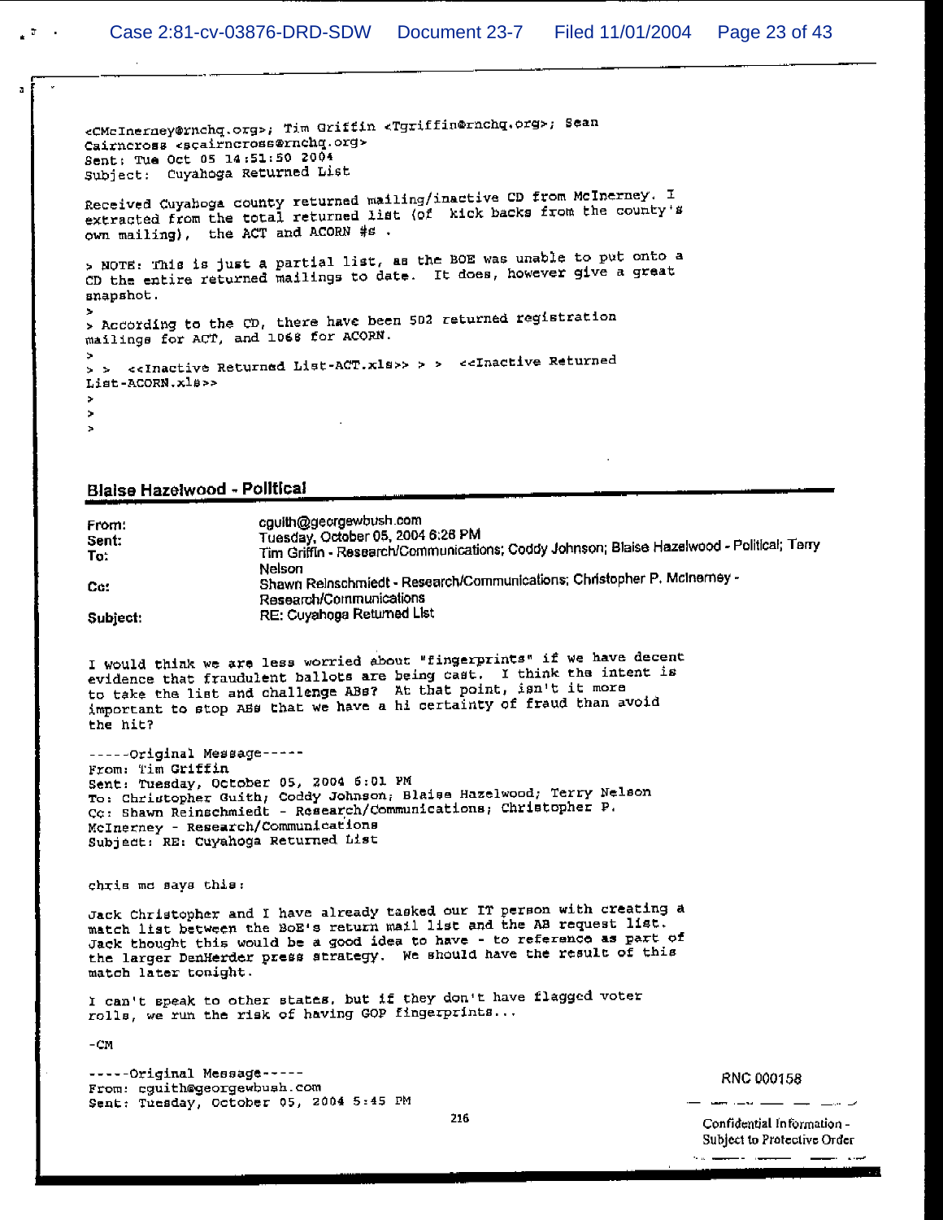<CMcInerney@rnchq.org>; Tim Griffin <Tgriffin@rnchq.org>; Sean Cairncross <scairncross@rnchq.org>
Sent: Tue Oct 05 14:51:50 2004
Subject: Cuyahoga Returned List

Received Cuyahoga county returned mailing/inactive CD from McInerney. I extracted from the total returned list (of kick backs from the county's own mailing), the ACT and ACORN #s .

> NOTE: This is just a partial list, as the BOE was unable to put onto a CD the entire returned mailings to date. It does, however give a great snapshot.
>
> According to the CD, there have been 502 returned registration mailings for ACT, and 1068 for ACORN.
>
> > <<Inactive Returned List-ACT.xls>> > > <<Inactive Returned List-ACORN.xls>>
>
>
>

## Blaise Hazelwood - Political

**From:** cguith@georgewbush.com
**Sent:** Tuesday, October 05, 2004 6:26 PM
**To:** Tim Griffin - Research/Communications; Coddy Johnson; Blaise Hazelwood - Political; Terry Nelson
**Cc:** Shawn Reinschmiedt - Research/Communications; Christopher P. McInerney - Research/Communications
**Subject:** RE: Cuyahoga Returned List

I would think we are less worried about "fingerprints" if we have decent evidence that fraudulent ballots are being cast. I think the intent is to take the list and challenge ABs? At that point, isn't it more important to stop ABs that we have a hi certainty of fraud than avoid the hit?

-----Original Message-----
From: Tim Griffin
Sent: Tuesday, October 05, 2004 6:01 PM
To: Christopher Guith; Coddy Johnson; Blaise Hazelwood; Terry Nelson
Cc: Shawn Reinschmiedt - Research/Communications; Christopher P. McInerney - Research/Communications
Subject: RE: Cuyahoga Returned List

chris mc says this:

Jack Christopher and I have already tasked our IT person with creating a match list between the BoE's return mail list and the AB request list. Jack thought this would be a good idea to have - to reference as part of the larger DenHerder press strategy. We should have the result of this match later tonight.

I can't speak to other states, but if they don't have flagged voter rolls, we run the risk of having GOP fingerprints...

-CM

-----Original Message-----
From: cguith@georgewbush.com
Sent: Tuesday, October 05, 2004 5:45 PM

RNC 000158

Confidential Information - Subject to Protective Order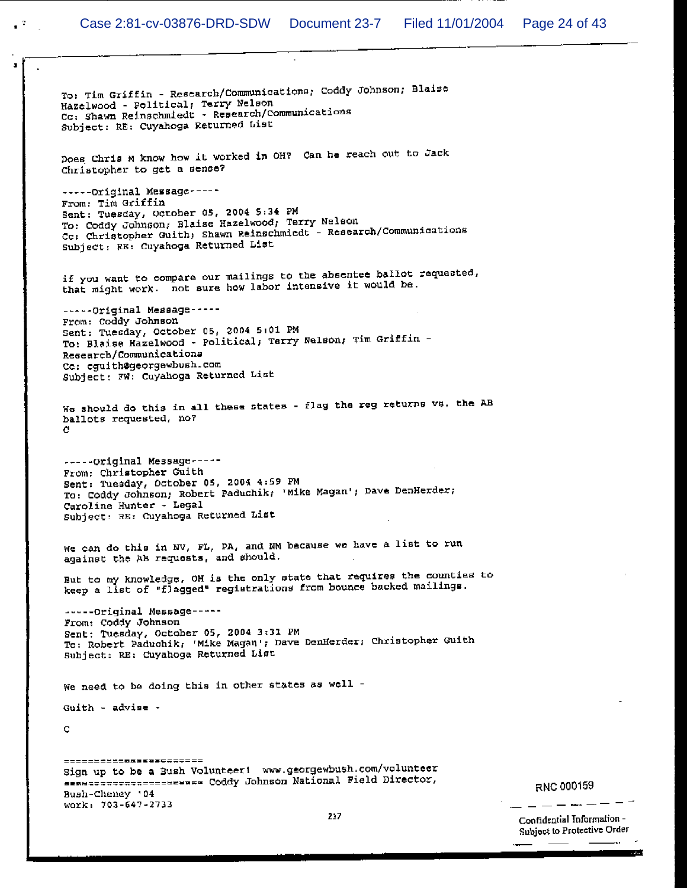To: Tim Griffin - Research/Communications; Coddy Johnson; Blaise Hazelwood - Political; Terry Nelson
Cc: Shawn Reinschmiedt - Research/Communications
Subject: RE: Cuyahoga Returned List

Does Chris M know how it worked in OH? Can he reach out to Jack Christopher to get a sense?

-----Original Message-----
From: Tim Griffin
Sent: Tuesday, October 05, 2004 5:34 PM
To: Coddy Johnson; Blaise Hazelwood; Terry Nelson
Cc: Christopher Guith; Shawn Reinschmiedt - Research/Communications
Subject: RE: Cuyahoga Returned List

if you want to compare our mailings to the absentee ballot requested, that might work. not sure how labor intensive it would be.

-----Original Message-----
From: Coddy Johnson
Sent: Tuesday, October 05, 2004 5:01 PM
To: Blaise Hazelwood - Political; Terry Nelson; Tim Griffin - Research/Communications
Cc: cguith@georgewbush.com
Subject: FW: Cuyahoga Returned List

We should do this in all these states - flag the reg returns vs. the AB ballots requested, no?
C

-----Original Message-----
From: Christopher Guith
Sent: Tuesday, October 05, 2004 4:59 PM
To: Coddy Johnson; Robert Paduchik; 'Mike Magan'; Dave DenHerder; Caroline Hunter - Legal
Subject: RE: Cuyahoga Returned List

We can do this in NV, FL, PA, and NM because we have a list to run against the AB requests, and should.

But to my knowledge, OH is the only state that requires the counties to keep a list of "flagged" registrations from bounce backed mailings.

-----Original Message-----
From: Coddy Johnson
Sent: Tuesday, October 05, 2004 3:31 PM
To: Robert Paduchik; 'Mike Magan'; Dave DenHerder; Christopher Guith
Subject: RE: Cuyahoga Returned List

We need to be doing this in other states as well -

Guith - advise -

C

=====================
Sign up to be a Bush Volunteer! www.georgewbush.com/volunteer
===================== Coddy Johnson National Field Director, Bush-Cheney '04
work: 703-647-2733

RNC 000159

Confidential Information - Subject to Protective Order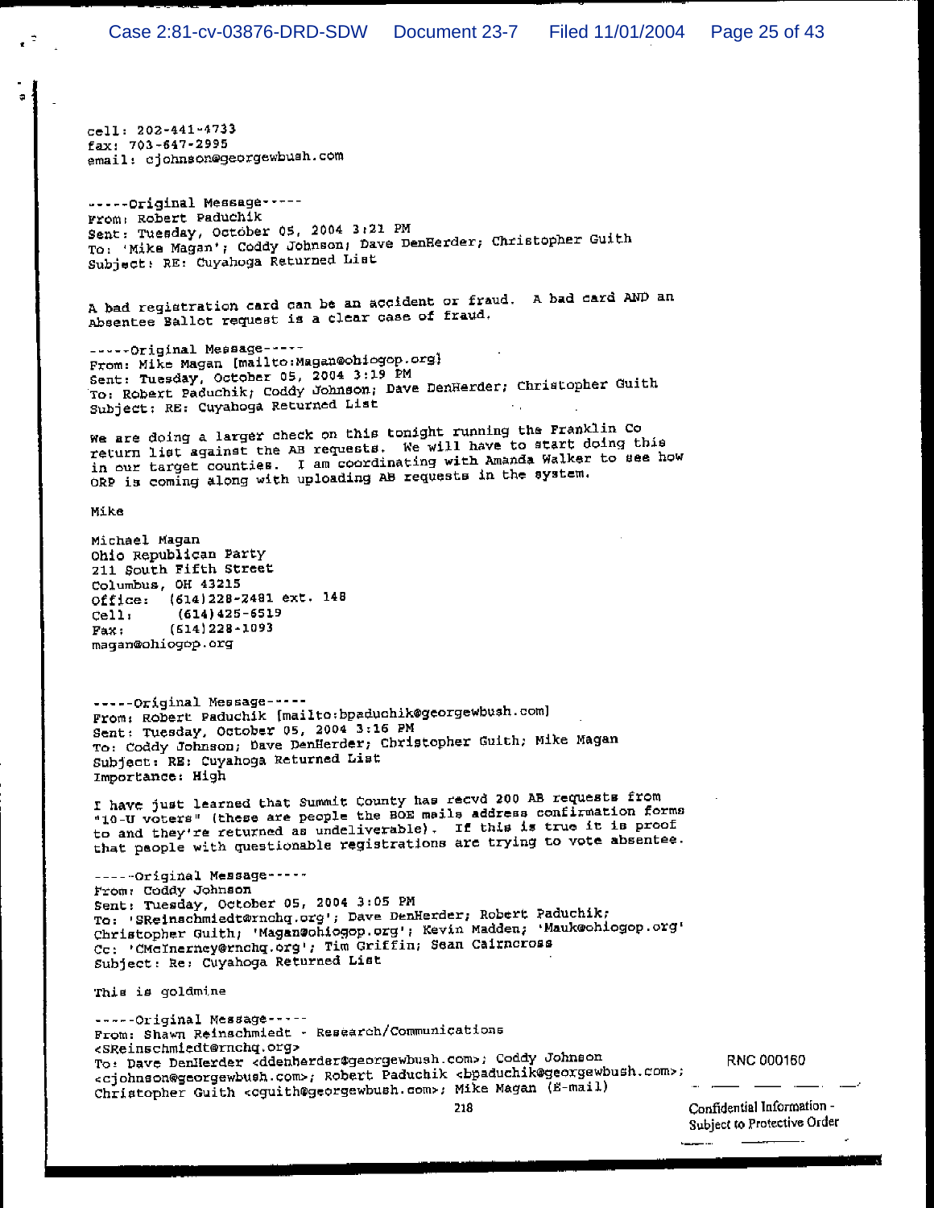cell: 202-441-4733
fax: 703-647-2995
email: cjohnson@georgewbush.com

-----Original Message-----
From: Robert Paduchik
Sent: Tuesday, October 05, 2004 3:21 PM
To: 'Mike Magan'; Coddy Johnson; Dave DenHerder; Christopher Guith
Subject: RE: Cuyahoga Returned List

A bad registration card can be an accident or fraud. A bad card AND an Absentee Ballot request is a clear case of fraud.

-----Original Message-----
From: Mike Magan [mailto:Magan@ohiogop.org]
Sent: Tuesday, October 05, 2004 3:19 PM
To: Robert Paduchik; Coddy Johnson; Dave DenHerder; Christopher Guith
Subject: RE: Cuyahoga Returned List

We are doing a larger check on this tonight running the Franklin Co return list against the AB requests. We will have to start doing this in our target counties. I am coordinating with Amanda Walker to see how ORP is coming along with uploading AB requests in the system.

Mike

Michael Magan
Ohio Republican Party
211 South Fifth Street
Columbus, OH 43215
Office: (614)228-2481 ext. 148
Cell: (614)425-6519
Fax: (614)228-1093
magan@ohiogop.org

-----Original Message-----
From: Robert Paduchik [mailto:bpaduchik@georgewbush.com]
Sent: Tuesday, October 05, 2004 3:16 PM
To: Coddy Johnson; Dave DenHerder; Christopher Guith; Mike Magan
Subject: RE: Cuyahoga Returned List
Importance: High

I have just learned that Summit County has recvd 200 AB requests from "10-U voters" (these are people the BOE mails address confirmation forms to and they're returned as undeliverable). If this is true it is proof that people with questionable registrations are trying to vote absentee.

-----Original Message-----
From: Coddy Johnson
Sent: Tuesday, October 05, 2004 3:05 PM
To: 'SReinschmiedt@rnchq.org'; Dave DenHerder; Robert Paduchik; Christopher Guith; 'Magan@ohiogop.org'; Kevin Madden; 'Mauk@ohiogop.org'
Cc: 'CMcInerney@rnchq.org'; Tim Griffin; Sean Cairncross
Subject: Re: Cuyahoga Returned List

This is goldmine

-----Original Message-----
From: Shawn Reinschmiedt - Research/Communications <SReinschmiedt@rnchq.org>
To: Dave DenHerder <ddenherder@georgewbush.com>; Coddy Johnson <cjohnson@georgewbush.com>; Robert Paduchik <bpaduchik@georgewbush.com>; Christopher Guith <cguith@georgewbush.com>; Mike Magan (E-mail)

218

RNC 000160

Confidential Information - Subject to Protective Order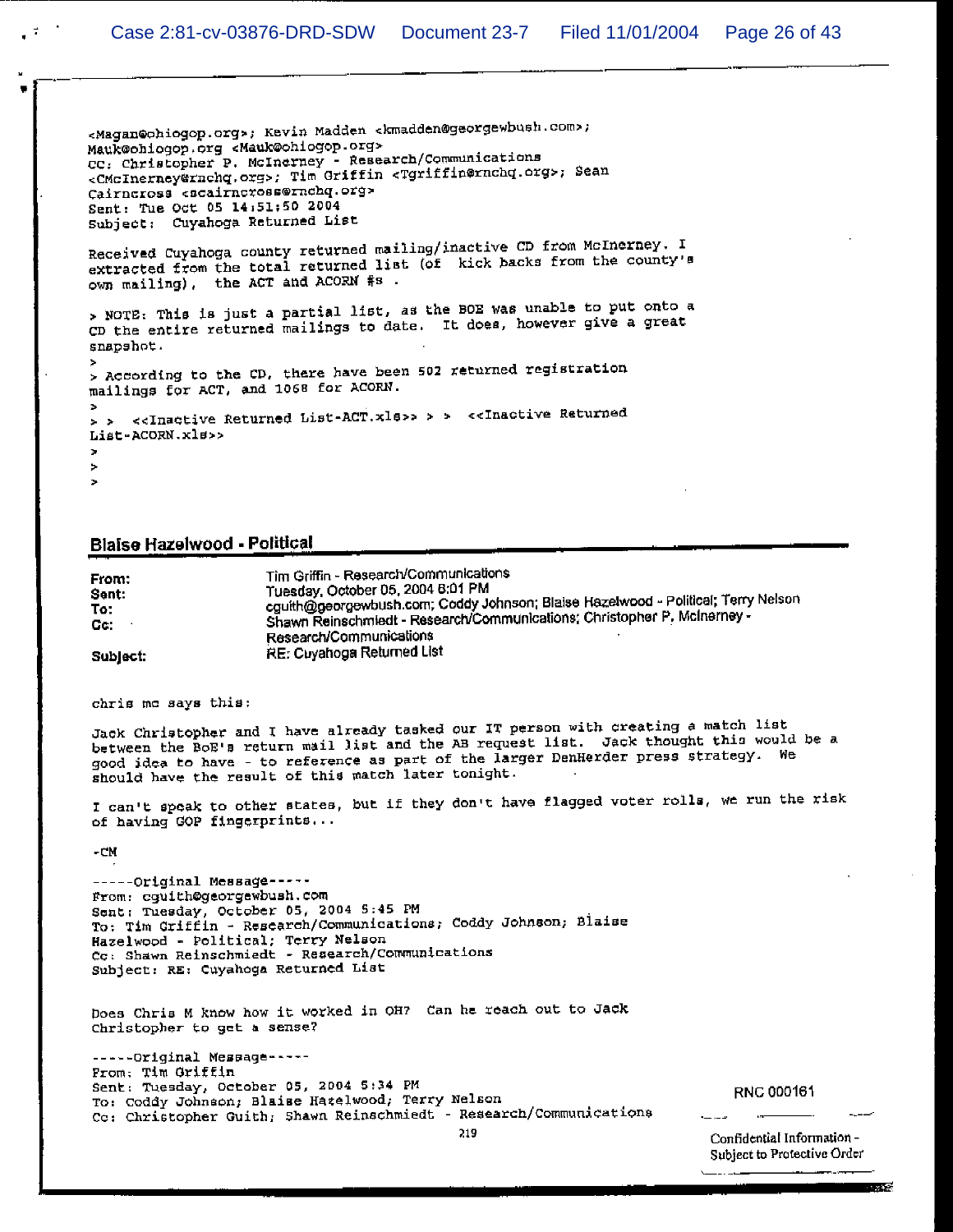<Magan@ohiogop.org>; Kevin Madden <kmadden@georgewbush.com>;
Mauk@ohiogop.org <Mauk@ohiogop.org>
CC: Christopher P. McInerney - Research/Communications
<CMcInerney@rnchq.org>; Tim Griffin <Tgriffin@rnchq.org>; Sean
Cairncross <scairncross@rnchq.org>
Sent: Tue Oct 05 14:51:50 2004
Subject: Cuyahoga Returned List

Received Cuyahoga county returned mailing/inactive CD from McInerney. I extracted from the total returned list (of kick backs from the county's own mailing), the ACT and ACORN #s .

> NOTE: This is just a partial list, as the BOE was unable to put onto a CD the entire returned mailings to date. It does, however give a great snapshot.
>
> According to the CD, there have been 502 returned registration mailings for ACT, and 1068 for ACORN.
>
> > <<Inactive Returned List-ACT.xls>> > > <<Inactive Returned List-ACORN.xls>>
>
>
>

## Blaise Hazelwood - Political

| | |
|---|---|
| **From:** | Tim Griffin - Research/Communications |
| **Sent:** | Tuesday, October 05, 2004 6:01 PM |
| **To:** | cguith@georgewbush.com; Coddy Johnson; Blaise Hazelwood - Political; Terry Nelson |
| **Cc:** | Shawn Reinschmiedt - Research/Communications; Christopher P. McInerney - Research/Communications |
| **Subject:** | RE: Cuyahoga Returned List |

chris mc says this:

Jack Christopher and I have already tasked our IT person with creating a match list between the BoE's return mail list and the AB request list. Jack thought this would be a good idea to have - to reference as part of the larger DenHerder press strategy. We should have the result of this match later tonight.

I can't speak to other states, but if they don't have flagged voter rolls, we run the risk of having GOP fingerprints...

-CM

-----Original Message-----
From: cguith@georgewbush.com
Sent: Tuesday, October 05, 2004 5:45 PM
To: Tim Griffin - Research/Communications; Coddy Johnson; Blaise Hazelwood - Political; Terry Nelson
Cc: Shawn Reinschmiedt - Research/Communications
Subject: RE: Cuyahoga Returned List

Does Chris M know how it worked in OH? Can he reach out to Jack Christopher to get a sense?

-----Original Message-----
From: Tim Griffin
Sent: Tuesday, October 05, 2004 5:34 PM
To: Coddy Johnson; Blaise Hazelwood; Terry Nelson
Cc: Christopher Guith; Shawn Reinschmiedt - Research/Communications

RNC 000161

Confidential Information - Subject to Protective Order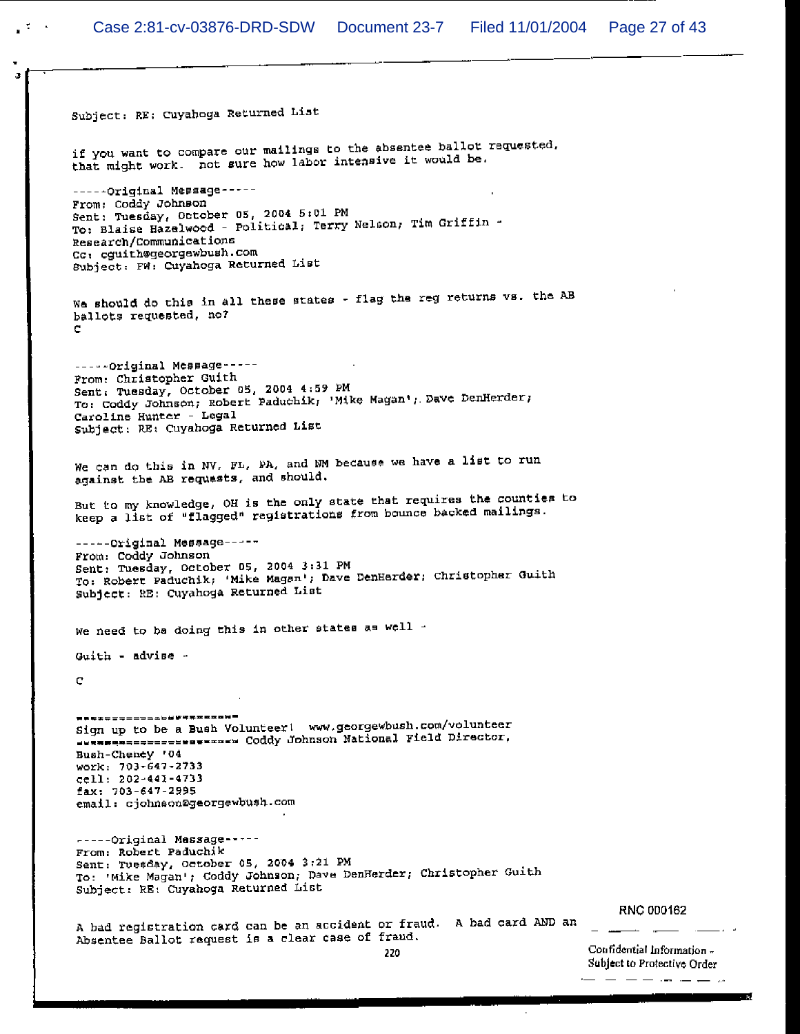Subject: RE: Cuyahoga Returned List

if you want to compare our mailings to the absentee ballot requested, that might work. not sure how labor intensive it would be.

-----Original Message-----
From: Coddy Johnson
Sent: Tuesday, October 05, 2004 5:01 PM
To: Blaise Hazelwood - Political; Terry Nelson; Tim Griffin - Research/Communications
Cc: cguith@georgewbush.com
Subject: FW: Cuyahoga Returned List

We should do this in all these states - flag the reg returns vs. the AB ballots requested, no?
C

-----Original Message-----
From: Christopher Guith
Sent: Tuesday, October 05, 2004 4:59 PM
To: Coddy Johnson; Robert Paduchik; 'Mike Magan'; Dave DenHerder; Caroline Hunter - Legal
Subject: RE: Cuyahoga Returned List

We can do this in NV, FL, PA, and NM because we have a list to run against the AB requests, and should.

But to my knowledge, OH is the only state that requires the counties to keep a list of "flagged" registrations from bounce backed mailings.

-----Original Message-----
From: Coddy Johnson
Sent: Tuesday, October 05, 2004 3:31 PM
To: Robert Paduchik; 'Mike Magan'; Dave DenHerder; Christopher Guith
Subject: RE: Cuyahoga Returned List

We need to be doing this in other states as well -

Guith - advise -

C

======================
Sign up to be a Bush Volunteer! www.georgewbush.com/volunteer
====================== Coddy Johnson National Field Director,
Bush-Cheney '04
work: 703-647-2733
cell: 202-441-4733
fax: 703-647-2995
email: cjohnson@georgewbush.com

-----Original Message-----
From: Robert Paduchik
Sent: Tuesday, October 05, 2004 3:21 PM
To: 'Mike Magan'; Coddy Johnson; Dave DenHerder; Christopher Guith
Subject: RE: Cuyahoga Returned List

A bad registration card can be an accident or fraud. A bad card AND an Absentee Ballot request is a clear case of fraud.

RNC 000162

Confidential Information - Subject to Protective Order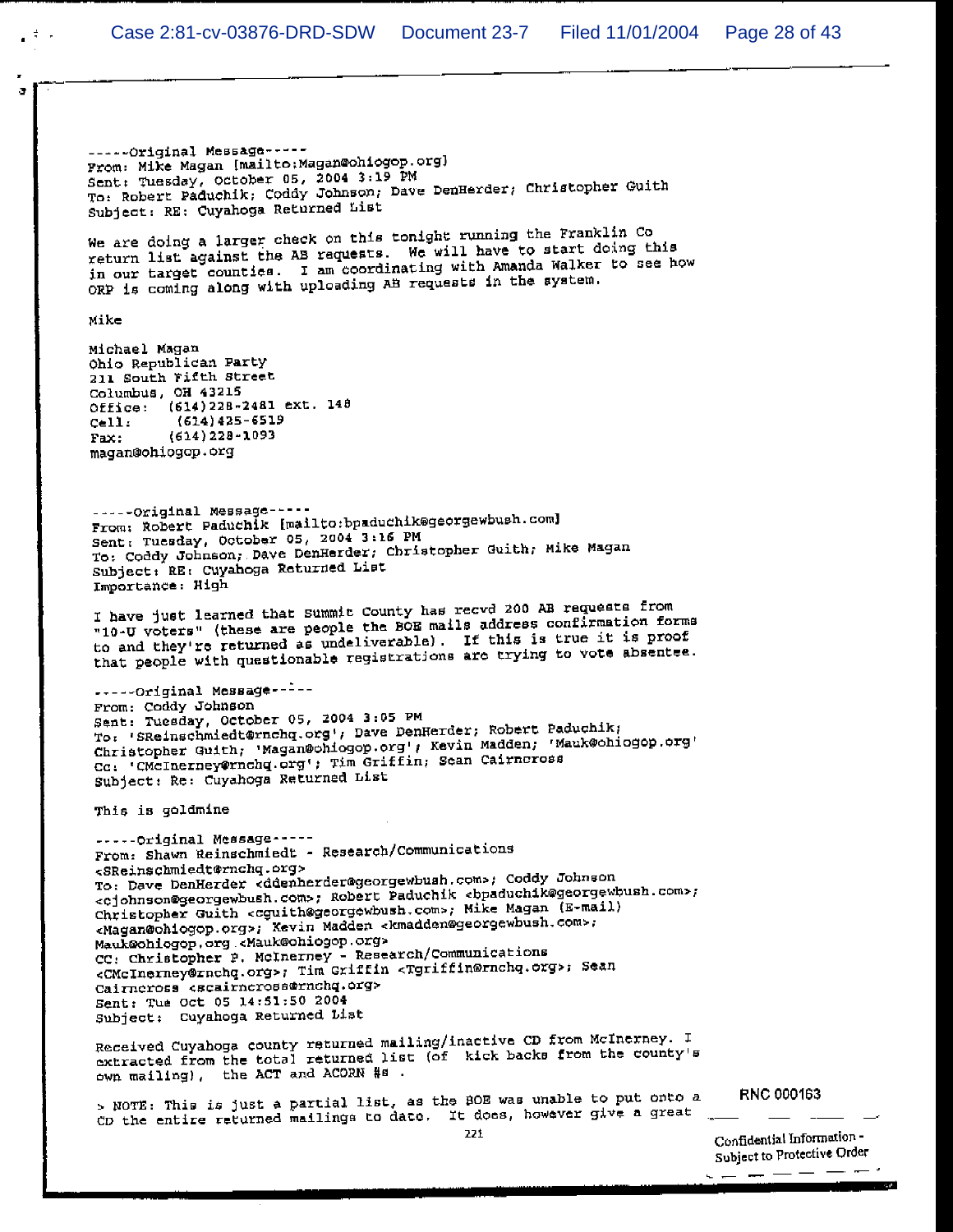-----Original Message-----
From: Mike Magan [mailto:Magan@ohiogop.org]
Sent: Tuesday, October 05, 2004 3:19 PM
To: Robert Paduchik; Coddy Johnson; Dave DenHerder; Christopher Guith
Subject: RE: Cuyahoga Returned List

We are doing a larger check on this tonight running the Franklin Co return list against the AB requests. We will have to start doing this in our target counties. I am coordinating with Amanda Walker to see how ORP is coming along with uploading AB requests in the system.

Mike

Michael Magan
Ohio Republican Party
211 South Fifth Street
Columbus, OH 43215
Office: (614)228-2481 ext. 148
Cell: (614)425-6519
Fax: (614)228-1093
magan@ohiogop.org

-----Original Message-----
From: Robert Paduchik [mailto:bpaduchik@georgewbush.com]
Sent: Tuesday, October 05, 2004 3:16 PM
To: Coddy Johnson; Dave DenHerder; Christopher Guith; Mike Magan
Subject: RE: Cuyahoga Returned List
Importance: High

I have just learned that Summit County has recvd 200 AB requests from "10-U voters" (these are people the BOE mails address confirmation forms to and they're returned as undeliverable). If this is true it is proof that people with questionable registrations are trying to vote absentee.

-----Original Message-----
From: Coddy Johnson
Sent: Tuesday, October 05, 2004 3:05 PM
To: 'SReinschmiedt@rnchq.org'; Dave DenHerder; Robert Paduchik; Christopher Guith; 'Magan@ohiogop.org'; Kevin Madden; 'Mauk@ohiogop.org'
Cc: 'CMcInerney@rnchq.org'; Tim Griffin; Sean Cairncross
Subject: Re: Cuyahoga Returned List

This is goldmine

-----Original Message-----
From: Shawn Reinschmiedt - Research/Communications <SReinschmiedt@rnchq.org>
To: Dave DenHerder <ddenherder@georgewbush.com>; Coddy Johnson <cjohnson@georgewbush.com>; Robert Paduchik <bpaduchik@georgewbush.com>; Christopher Guith <cguith@georgewbush.com>; Mike Magan (E-mail) <Magan@ohiogop.org>; Kevin Madden <kmadden@georgewbush.com>; Mauk@ohiogop.org <Mauk@ohiogop.org>
CC: Christopher P. McInerney - Research/Communications <CMcInerney@rnchq.org>; Tim Griffin <Tgriffin@rnchq.org>; Sean Cairncross <scairncross@rnchq.org>
Sent: Tue Oct 05 14:51:50 2004
Subject: Cuyahoga Returned List

Received Cuyahoga county returned mailing/inactive CD from McInerney. I extracted from the total returned list (of kick backs from the county's own mailing), the ACT and ACORN #s .

> NOTE: This is just a partial list, as the BOE was unable to put onto a CD the entire returned mailings to date. It does, however give a great

RNC 000163

221

Confidential Information - Subject to Protective Order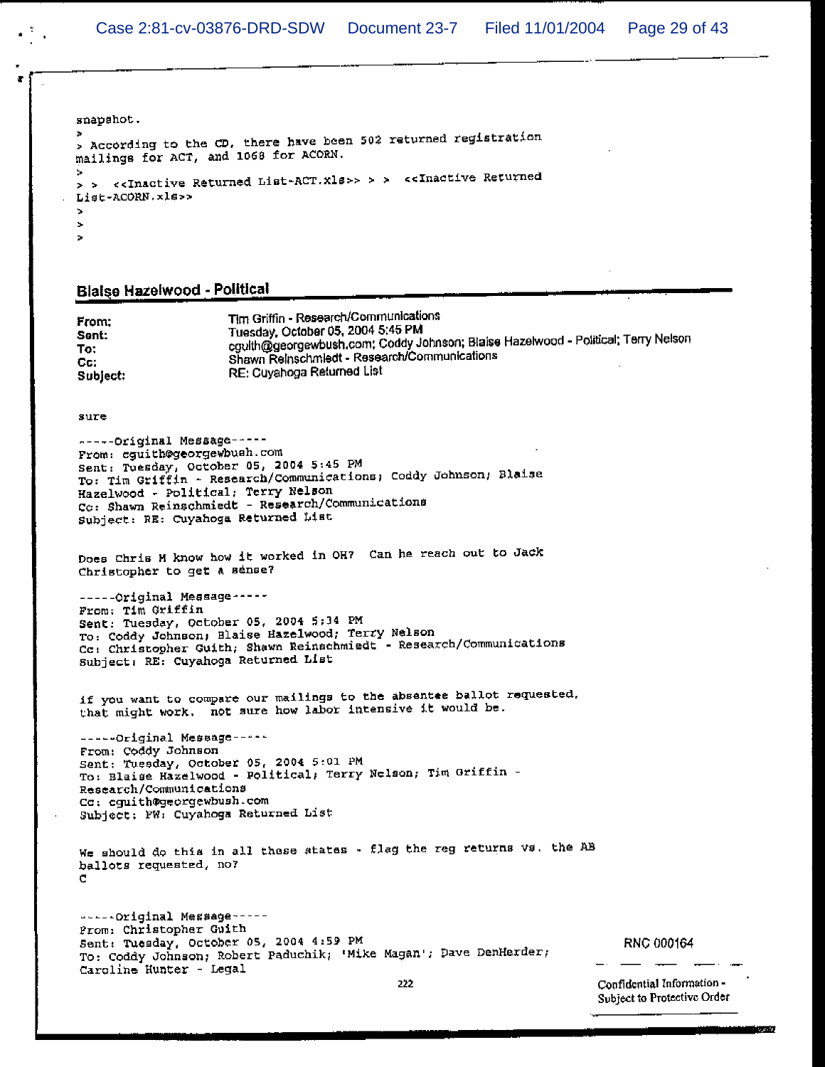snapshot.

>
> According to the CD, there have been 502 returned registration mailings for ACT, and 1068 for ACORN.
>
> > <<Inactive Returned List-ACT.xls>> > > <<Inactive Returned List-ACORN.xls>>
>
>
>

## Blaise Hazelwood - Political

**From:** Tim Griffin - Research/Communications
**Sent:** Tuesday, October 05, 2004 5:45 PM
**To:** cguith@georgewbush.com; Coddy Johnson; Blaise Hazelwood - Political; Terry Nelson
**Cc:** Shawn Reinschmiedt - Research/Communications
**Subject:** RE: Cuyahoga Returned List

sure

-----Original Message-----
From: cguith@georgewbush.com
Sent: Tuesday, October 05, 2004 5:45 PM
To: Tim Griffin - Research/Communications; Coddy Johnson; Blaise Hazelwood - Political; Terry Nelson
Cc: Shawn Reinschmiedt - Research/Communications
Subject: RE: Cuyahoga Returned List

Does Chris M know how it worked in OH? Can he reach out to Jack Christopher to get a sense?

-----Original Message-----
From: Tim Griffin
Sent: Tuesday, October 05, 2004 5:34 PM
To: Coddy Johnson; Blaise Hazelwood; Terry Nelson
Cc: Christopher Guith; Shawn Reinschmiedt - Research/Communications
Subject: RE: Cuyahoga Returned List

if you want to compare our mailings to the absentee ballot requested, that might work. not sure how labor intensive it would be.

-----Original Message-----
From: Coddy Johnson
Sent: Tuesday, October 05, 2004 5:01 PM
To: Blaise Hazelwood - Political; Terry Nelson; Tim Griffin - Research/Communications
Cc: cguith@georgewbush.com
Subject: FW: Cuyahoga Returned List

We should do this in all these states - flag the reg returns vs. the AB ballots requested, no?
C

-----Original Message-----
From: Christopher Guith
Sent: Tuesday, October 05, 2004 4:59 PM
To: Coddy Johnson; Robert Paduchik; 'Mike Magan'; Dave DenHerder; Caroline Hunter - Legal

RNC 000164

Confidential Information - Subject to Protective Order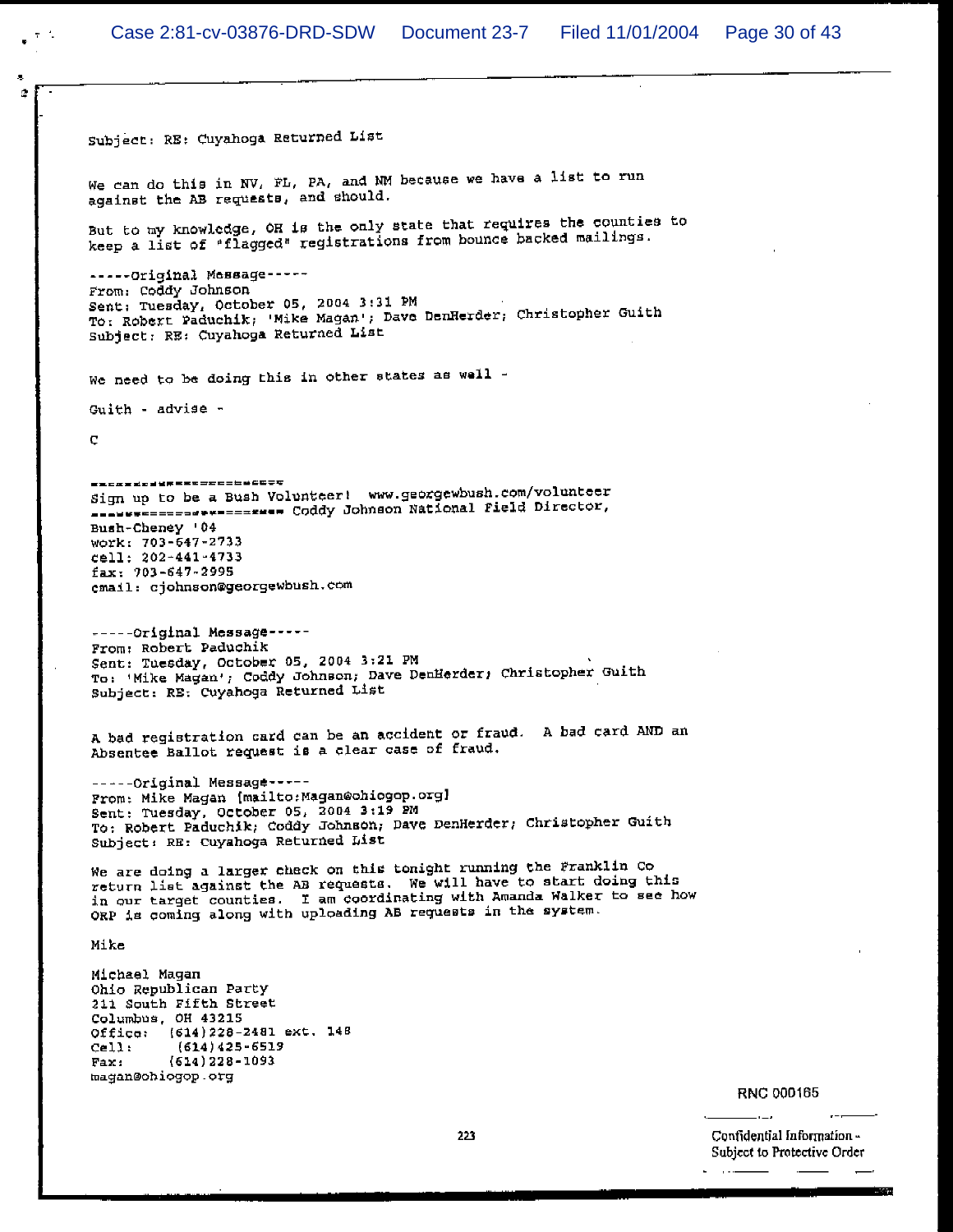Subject: RE: Cuyahoga Returned List

We can do this in NV, FL, PA, and NM because we have a list to run against the AB requests, and should.

But to my knowledge, OH is the only state that requires the counties to keep a list of "flagged" registrations from bounce backed mailings.

-----Original Message-----
From: Coddy Johnson
Sent: Tuesday, October 05, 2004 3:31 PM
To: Robert Paduchik; 'Mike Magan'; Dave DenHerder; Christopher Guith
Subject: RE: Cuyahoga Returned List

We need to be doing this in other states as well -

Guith - advise -

C

======================
Sign up to be a Bush Volunteer! www.georgewbush.com/volunteer
====================== Coddy Johnson National Field Director, Bush-Cheney '04
work: 703-647-2733
cell: 202-441-4733
fax: 703-647-2995
email: cjohnson@georgewbush.com

-----Original Message-----
From: Robert Paduchik
Sent: Tuesday, October 05, 2004 3:21 PM
To: 'Mike Magan'; Coddy Johnson; Dave DenHerder; Christopher Guith
Subject: RE: Cuyahoga Returned List

A bad registration card can be an accident or fraud. A bad card AND an Absentee Ballot request is a clear case of fraud.

-----Original Message-----
From: Mike Magan [mailto:Magan@ohiogop.org]
Sent: Tuesday, October 05, 2004 3:19 PM
To: Robert Paduchik; Coddy Johnson; Dave DenHerder; Christopher Guith
Subject: RE: Cuyahoga Returned List

We are doing a larger check on this tonight running the Franklin Co return list against the AB requests. We will have to start doing this in our target counties. I am coordinating with Amanda Walker to see how ORP is coming along with uploading AB requests in the system.

Mike

Michael Magan
Ohio Republican Party
211 South Fifth Street
Columbus, OH 43215
Office: (614)228-2481 ext. 148
Cell: (614)425-6519
Fax: (614)228-1093
magan@ohiogop.org

RNC 000165

223

Confidential Information - Subject to Protective Order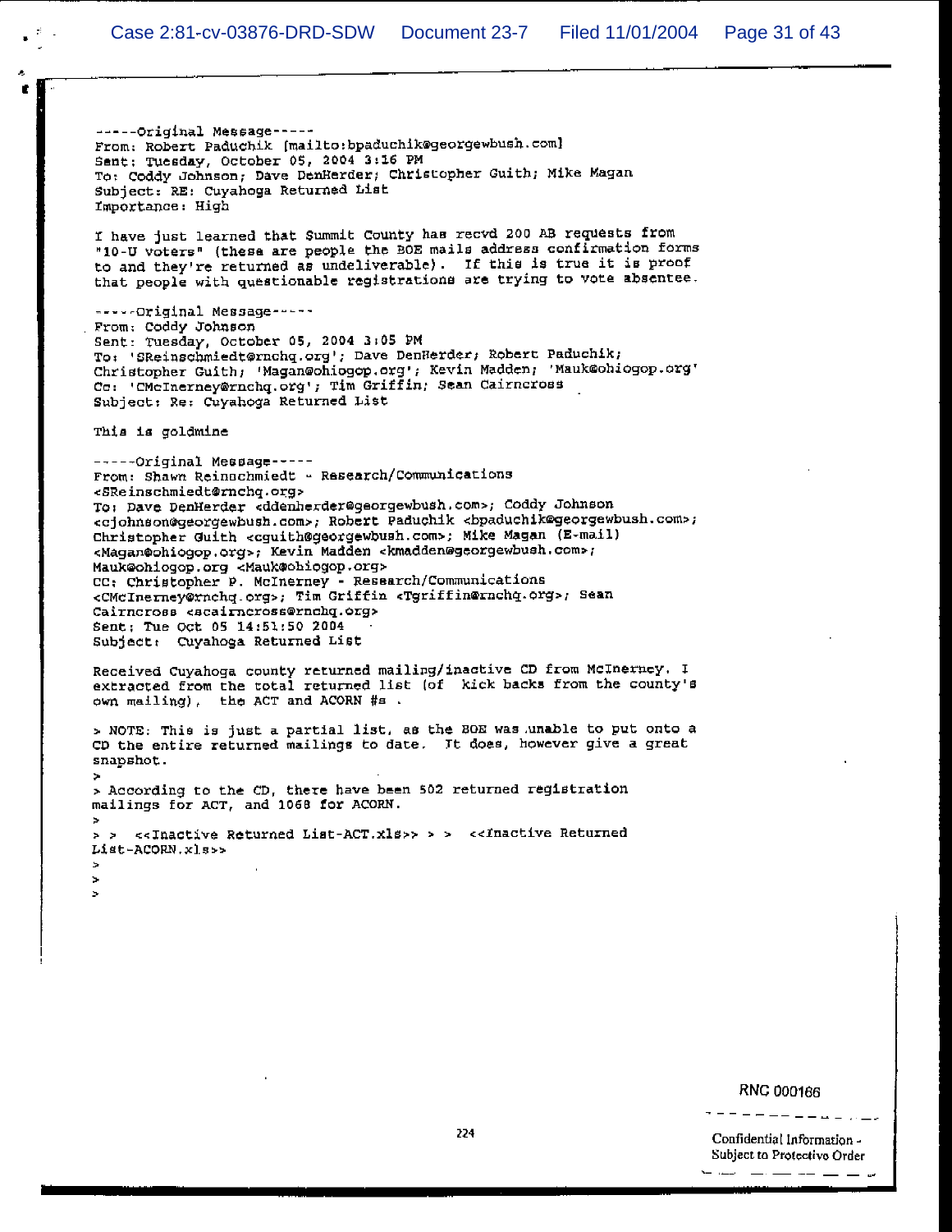-----Original Message-----
From: Robert Paduchik [mailto:bpaduchik@georgewbush.com]
Sent: Tuesday, October 05, 2004 3:16 PM
To: Coddy Johnson; Dave DenHerder; Christopher Guith; Mike Magan
Subject: RE: Cuyahoga Returned List
Importance: High

I have just learned that Summit County has recvd 200 AB requests from "10-U voters" (these are people the BOE mails address confirmation forms to and they're returned as undeliverable). If this is true it is proof that people with questionable registrations are trying to vote absentee.

-----Original Message-----
From: Coddy Johnson
Sent: Tuesday, October 05, 2004 3:05 PM
To: 'SReinschmiedt@rnchq.org'; Dave DenHerder; Robert Paduchik; Christopher Guith; 'Magan@ohiogop.org'; Kevin Madden; 'Mauk@ohiogop.org'
Cc: 'CMcInerney@rnchq.org'; Tim Griffin; Sean Cairncross
Subject: Re: Cuyahoga Returned List

This is goldmine

-----Original Message-----
From: Shawn Reinschmiedt - Research/Communications <SReinschmiedt@rnchq.org>
To: Dave DenHerder <ddenherder@georgewbush.com>; Coddy Johnson <cjohnson@georgewbush.com>; Robert Paduchik <bpaduchik@georgewbush.com>; Christopher Guith <cguith@georgewbush.com>; Mike Magan (E-mail) <Magan@ohiogop.org>; Kevin Madden <kmadden@georgewbush.com>; Mauk@ohiogop.org <Mauk@ohiogop.org>
CC: Christopher P. McInerney - Research/Communications <CMcInerney@rnchq.org>; Tim Griffin <Tgriffin@rnchq.org>; Sean Cairncross <scairncross@rnchq.org>
Sent: Tue Oct 05 14:51:50 2004
Subject: Cuyahoga Returned List

Received Cuyahoga county returned mailing/inactive CD from McInerney. I extracted from the total returned list (of kick backs from the county's own mailing), the ACT and ACORN #s .

> NOTE: This is just a partial list, as the BOE was unable to put onto a CD the entire returned mailings to date. It does, however give a great snapshot.
>
> According to the CD, there have been 502 returned registration mailings for ACT, and 1068 for ACORN.
>
> > <<Inactive Returned List-ACT.xls>> > > <<Inactive Returned List-ACORN.xls>>
>
>
>

RNC 000166

Confidential Information - Subject to Protective Order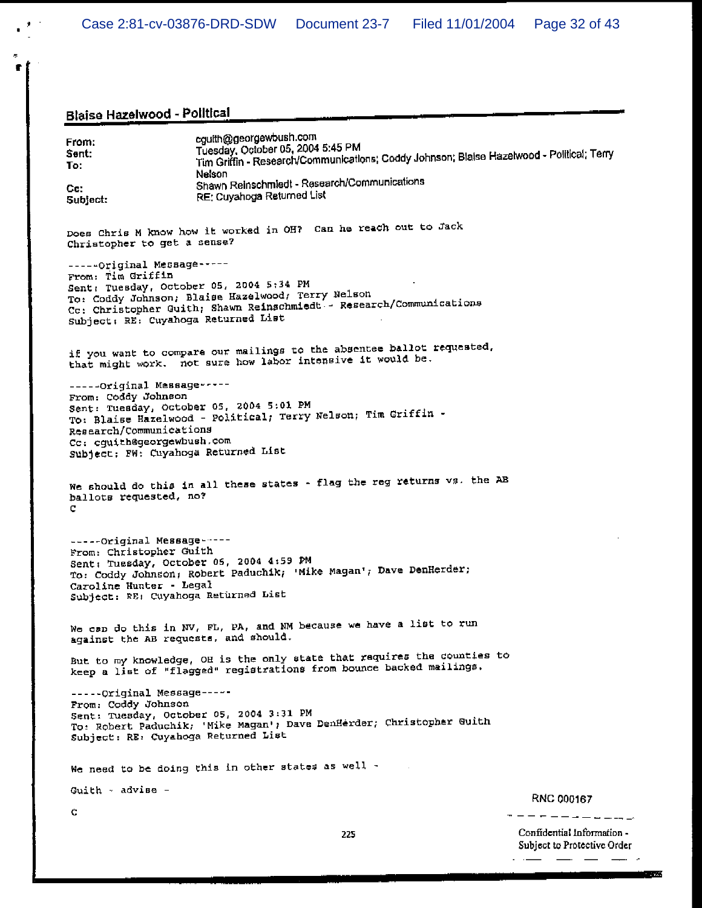## Blaise Hazelwood - Political

**From:** cguith@georgewbush.com
**Sent:** Tuesday, October 05, 2004 5:45 PM
**To:** Tim Griffin - Research/Communications; Coddy Johnson; Blaise Hazelwood - Political; Terry Nelson
**Cc:** Shawn Reinschmiedt - Research/Communications
**Subject:** RE: Cuyahoga Returned List

Does Chris M know how it worked in OH? Can he reach out to Jack Christopher to get a sense?

-----Original Message-----
From: Tim Griffin
Sent: Tuesday, October 05, 2004 5:34 PM
To: Coddy Johnson; Blaise Hazelwood; Terry Nelson
Cc: Christopher Guith; Shawn Reinschmiedt - Research/Communications
Subject: RE: Cuyahoga Returned List

if you want to compare our mailings to the absentee ballot requested, that might work. not sure how labor intensive it would be.

-----Original Message-----
From: Coddy Johnson
Sent: Tuesday, October 05, 2004 5:01 PM
To: Blaise Hazelwood - Political; Terry Nelson; Tim Griffin - Research/Communications
Cc: cguith@georgewbush.com
Subject: FW: Cuyahoga Returned List

We should do this in all these states - flag the reg returns vs. the AB ballots requested, no?
C

-----Original Message-----
From: Christopher Guith
Sent: Tuesday, October 05, 2004 4:59 PM
To: Coddy Johnson; Robert Paduchik; 'Mike Magan'; Dave DenHerder; Caroline Hunter - Legal
Subject: RE: Cuyahoga Returned List

We can do this in NV, FL, PA, and NM because we have a list to run against the AB requests, and should.

But to my knowledge, OH is the only state that requires the counties to keep a list of "flagged" registrations from bounce backed mailings.

-----Original Message-----
From: Coddy Johnson
Sent: Tuesday, October 05, 2004 3:31 PM
To: Robert Paduchik; 'Mike Magan'; Dave DenHerder; Christopher Guith
Subject: RE: Cuyahoga Returned List

We need to be doing this in other states as well -

Guith - advise -

C

RNC 000167

Confidential Information - Subject to Protective Order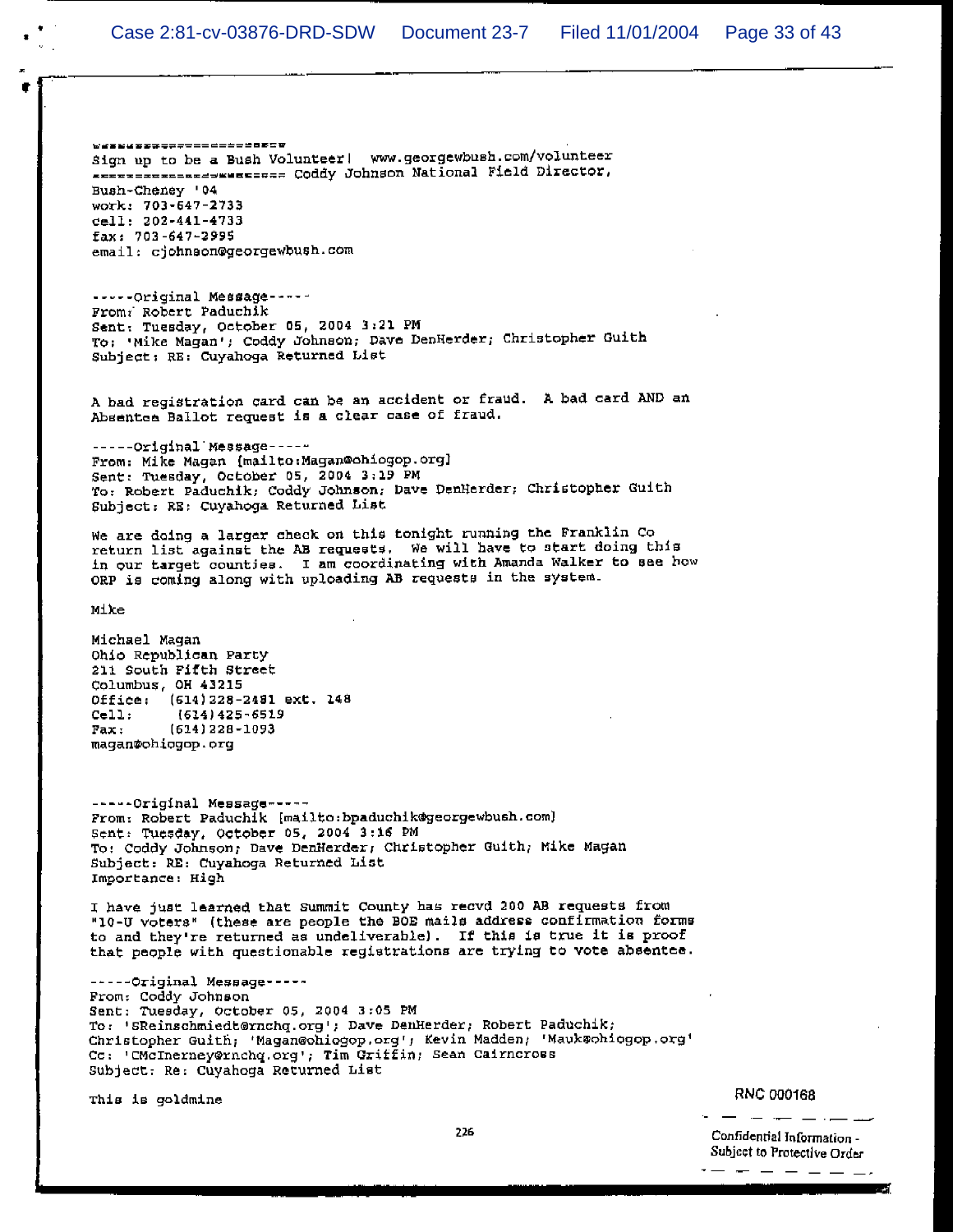=======================
Sign up to be a Bush Volunteer! www.georgewbush.com/volunteer
====================== Coddy Johnson National Field Director,
Bush-Cheney '04
work: 703-647-2733
cell: 202-441-4733
fax: 703-647-2995
email: cjohnson@georgewbush.com

-----Original Message-----
From: Robert Paduchik
Sent: Tuesday, October 05, 2004 3:21 PM
To: 'Mike Magan'; Coddy Johnson; Dave DenHerder; Christopher Guith
Subject: RE: Cuyahoga Returned List

A bad registration card can be an accident or fraud. A bad card AND an Absentee Ballot request is a clear case of fraud.

-----Original Message-----
From: Mike Magan [mailto:Magan@ohiogop.org]
Sent: Tuesday, October 05, 2004 3:19 PM
To: Robert Paduchik; Coddy Johnson; Dave DenHerder; Christopher Guith
Subject: RE: Cuyahoga Returned List

We are doing a larger check on this tonight running the Franklin Co return list against the AB requests. We will have to start doing this in our target counties. I am coordinating with Amanda Walker to see how ORP is coming along with uploading AB requests in the system.

Mike

Michael Magan
Ohio Republican Party
211 South Fifth Street
Columbus, OH 43215
Office: (614)228-2481 ext. 148
Cell: (614)425-6519
Fax: (614)228-1093
magan@ohiogop.org

-----Original Message-----
From: Robert Paduchik [mailto:bpaduchik@georgewbush.com]
Sent: Tuesday, October 05, 2004 3:16 PM
To: Coddy Johnson; Dave DenHerder; Christopher Guith; Mike Magan
Subject: RE: Cuyahoga Returned List
Importance: High

I have just learned that Summit County has recvd 200 AB requests from "10-U voters" (these are people the BOE mails address confirmation forms to and they're returned as undeliverable). If this is true it is proof that people with questionable registrations are trying to vote absentee.

-----Original Message-----
From: Coddy Johnson
Sent: Tuesday, October 05, 2004 3:05 PM
To: 'SReinschmiedt@rnchq.org'; Dave DenHerder; Robert Paduchik; Christopher Guith; 'Magan@ohiogop.org'; Kevin Madden; 'Mauk@ohiogop.org'
Cc: 'CMcInerney@rnchq.org'; Tim Griffin; Sean Cairncross
Subject: Re: Cuyahoga Returned List

This is goldmine

RNC 000168

Confidential Information - Subject to Protective Order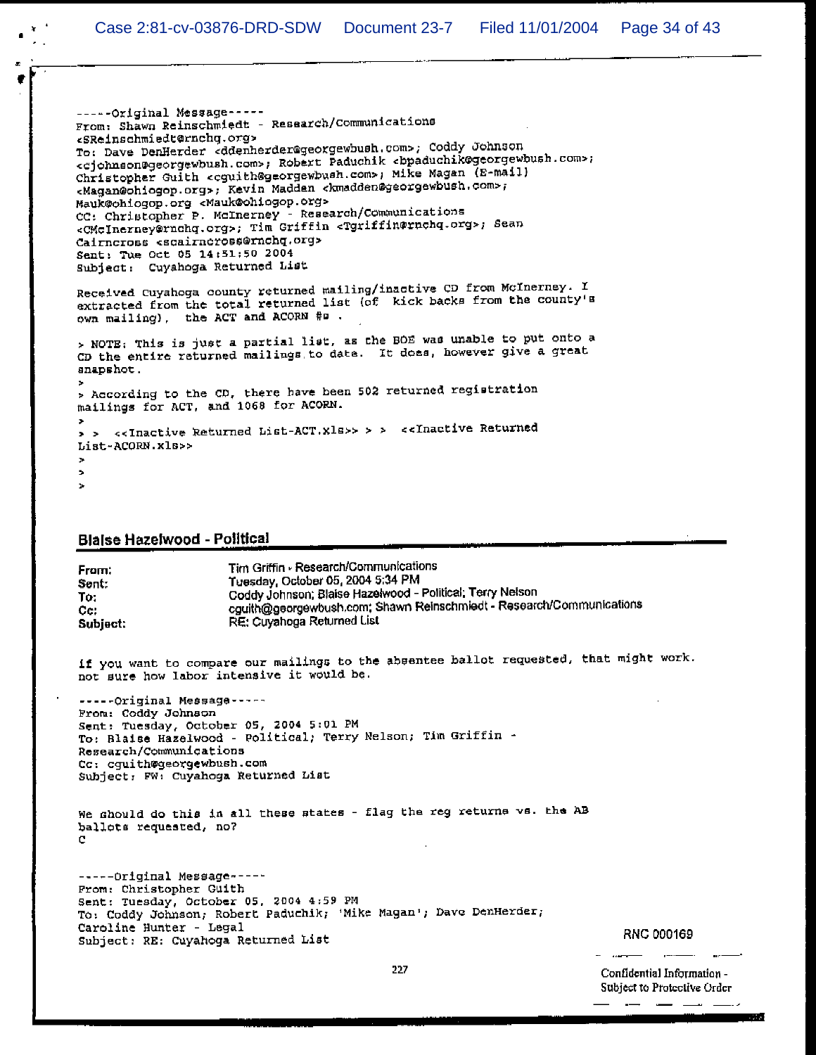-----Original Message-----
From: Shawn Reinschmiedt - Research/Communications
<SReinschmiedt@rnchq.org>
To: Dave DenHerder <ddenherder@georgewbush.com>; Coddy Johnson
<cjohnson@georgewbush.com>; Robert Paduchik <bpaduchik@georgewbush.com>;
Christopher Guith <cguith@georgewbush.com>; Mike Magan (E-mail)
<Magan@ohiogop.org>; Kevin Madden <kmadden@georgewbush.com>;
Mauk@ohiogop.org <Mauk@ohiogop.org>
CC: Christopher P. McInerney - Research/Communications
<CMcInerney@rnchq.org>; Tim Griffin <Tgriffin@rnchq.org>; Sean
Cairncross <scairncross@rnchq.org>
Sent: Tue Oct 05 14:51:50 2004
Subject: Cuyahoga Returned List

Received Cuyahoga county returned mailing/inactive CD from McInerney. I extracted from the total returned list (of kick backs from the county's own mailing), the ACT and ACORN #s .

> NOTE: This is just a partial list, as the BOE was unable to put onto a CD the entire returned mailings to date. It does, however give a great snapshot.
>
> According to the CD, there have been 502 returned registration mailings for ACT, and 1068 for ACORN.
>
> > <<Inactive Returned List-ACT.xls>> > > <<Inactive Returned List-ACORN.xls>>
>
>
>

## Blaise Hazelwood - Political

**From:** Tim Griffin - Research/Communications
**Sent:** Tuesday, October 05, 2004 5:34 PM
**To:** Coddy Johnson; Blaise Hazelwood - Political; Terry Nelson
**Cc:** cguith@georgewbush.com; Shawn Reinschmiedt - Research/Communications
**Subject:** RE: Cuyahoga Returned List

if you want to compare our mailings to the absentee ballot requested, that might work. not sure how labor intensive it would be.

-----Original Message-----
From: Coddy Johnson
Sent: Tuesday, October 05, 2004 5:01 PM
To: Blaise Hazelwood - Political; Terry Nelson; Tim Griffin - Research/Communications
Cc: cguith@georgewbush.com
Subject: FW: Cuyahoga Returned List

We should do this in all these states - flag the reg returns vs. the AB ballots requested, no?
C

-----Original Message-----
From: Christopher Guith
Sent: Tuesday, October 05, 2004 4:59 PM
To: Coddy Johnson; Robert Paduchik; 'Mike Magan'; Dave DenHerder; Caroline Hunter - Legal
Subject: RE: Cuyahoga Returned List

RNC 000169

Confidential Information - Subject to Protective Order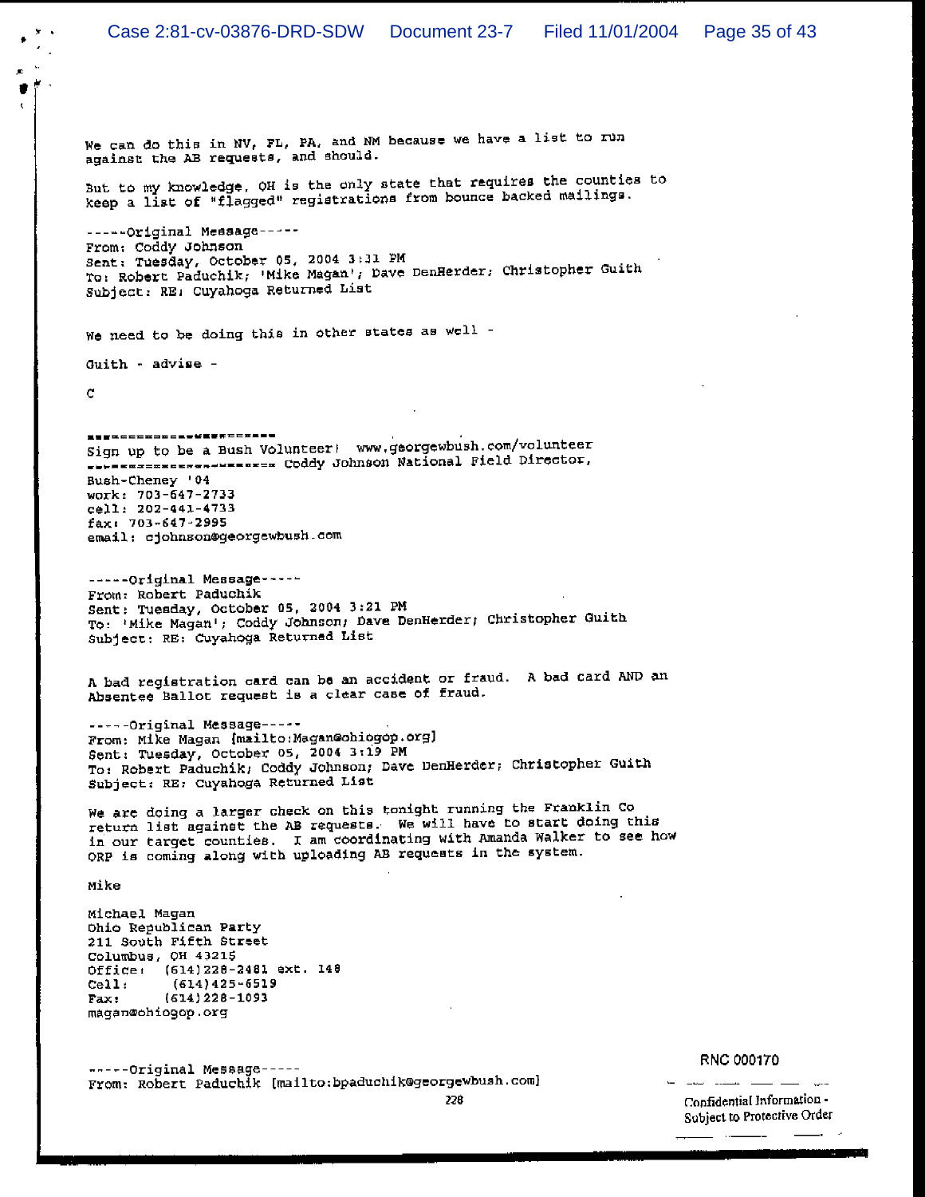We can do this in NV, FL, PA, and NM because we have a list to run against the AB requests, and should.

But to my knowledge, OH is the only state that requires the counties to keep a list of "flagged" registrations from bounce backed mailings.

-----Original Message-----
From: Coddy Johnson
Sent: Tuesday, October 05, 2004 3:31 PM
To: Robert Paduchik; 'Mike Magan'; Dave DenHerder; Christopher Guith
Subject: RE: Cuyahoga Returned List

We need to be doing this in other states as well -

Guith - advise -

C

======================
Sign up to be a Bush Volunteer! www.georgewbush.com/volunteer
====================== Coddy Johnson National Field Director, Bush-Cheney '04
work: 703-647-2733
cell: 202-441-4733
fax: 703-647-2995
email: cjohnson@georgewbush.com

-----Original Message-----
From: Robert Paduchik
Sent: Tuesday, October 05, 2004 3:21 PM
To: 'Mike Magan'; Coddy Johnson; Dave DenHerder; Christopher Guith
Subject: RE: Cuyahoga Returned List

A bad registration card can be an accident or fraud. A bad card AND an Absentee Ballot request is a clear case of fraud.

-----Original Message-----
From: Mike Magan [mailto:Magan@ohiogop.org]
Sent: Tuesday, October 05, 2004 3:19 PM
To: Robert Paduchik; Coddy Johnson; Dave DenHerder; Christopher Guith
Subject: RE: Cuyahoga Returned List

We are doing a larger check on this tonight running the Franklin Co return list against the AB requests. We will have to start doing this in our target counties. I am coordinating with Amanda Walker to see how ORP is coming along with uploading AB requests in the system.

Mike

Michael Magan
Ohio Republican Party
211 South Fifth Street
Columbus, OH 43215
Office: (614)228-2481 ext. 148
Cell: (614)425-6519
Fax: (614)228-1093
magan@ohiogop.org

-----Original Message-----
From: Robert Paduchik [mailto:bpaduchik@georgewbush.com]

RNC 000170

Confidential Information - Subject to Protective Order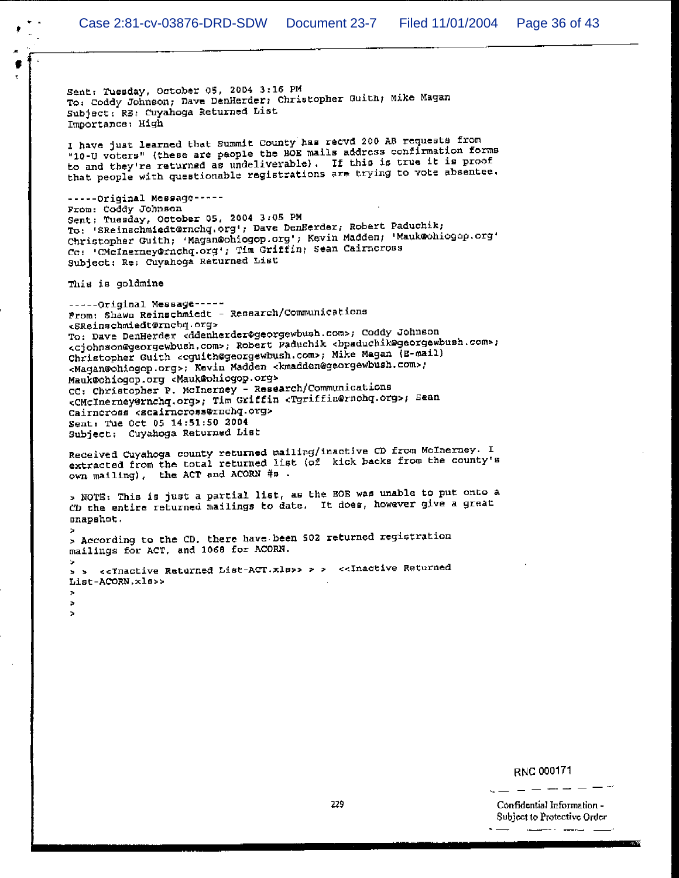Sent: Tuesday, October 05, 2004 3:16 PM
To: Coddy Johnson; Dave DenHerder; Christopher Guith; Mike Magan
Subject: RE: Cuyahoga Returned List
Importance: High

I have just learned that Summit County has recvd 200 AB requests from "10-U voters" (these are people the BOE mails address confirmation forms to and they're returned as undeliverable). If this is true it is proof that people with questionable registrations are trying to vote absentee.

-----Original Message-----
From: Coddy Johnson
Sent: Tuesday, October 05, 2004 3:05 PM
To: 'SReinschmiedt@rnchq.org'; Dave DenHerder; Robert Paduchik; Christopher Guith; 'Magan@ohiogop.org'; Kevin Madden; 'Mauk@ohiogop.org'
Cc: 'CMcInerney@rnchq.org'; Tim Griffin; Sean Cairncross
Subject: Re: Cuyahoga Returned List

This is goldmine

-----Original Message-----
From: Shawn Reinschmiedt - Research/Communications <SReinschmiedt@rnchq.org>
To: Dave DenHerder <ddenherder@georgewbush.com>; Coddy Johnson <cjohnson@georgewbush.com>; Robert Paduchik <bpaduchik@georgewbush.com>; Christopher Guith <cguith@georgewbush.com>; Mike Magan (E-mail) <Magan@ohiogop.org>; Kevin Madden <kmadden@georgewbush.com>; Mauk@ohiogop.org <Mauk@ohiogop.org>
CC: Christopher P. McInerney - Research/Communications <CMcInerney@rnchq.org>; Tim Griffin <Tgriffin@rnchq.org>; Sean Cairncross <scairncross@rnchq.org>
Sent: Tue Oct 05 14:51:50 2004
Subject: Cuyahoga Returned List

Received Cuyahoga county returned mailing/inactive CD from McInerney. I extracted from the total returned list (of kick backs from the county's own mailing), the ACT and ACORN #s .

> NOTE: This is just a partial list, as the BOE was unable to put onto a CD the entire returned mailings to date. It does, however give a great snapshot.
>
> According to the CD, there have been 502 returned registration mailings for ACT, and 1068 for ACORN.
>
> > <<Inactive Returned List-ACT.xls>> > > <<Inactive Returned List-ACORN.xls>>
>
>
>

RNC 000171

Confidential Information - Subject to Protective Order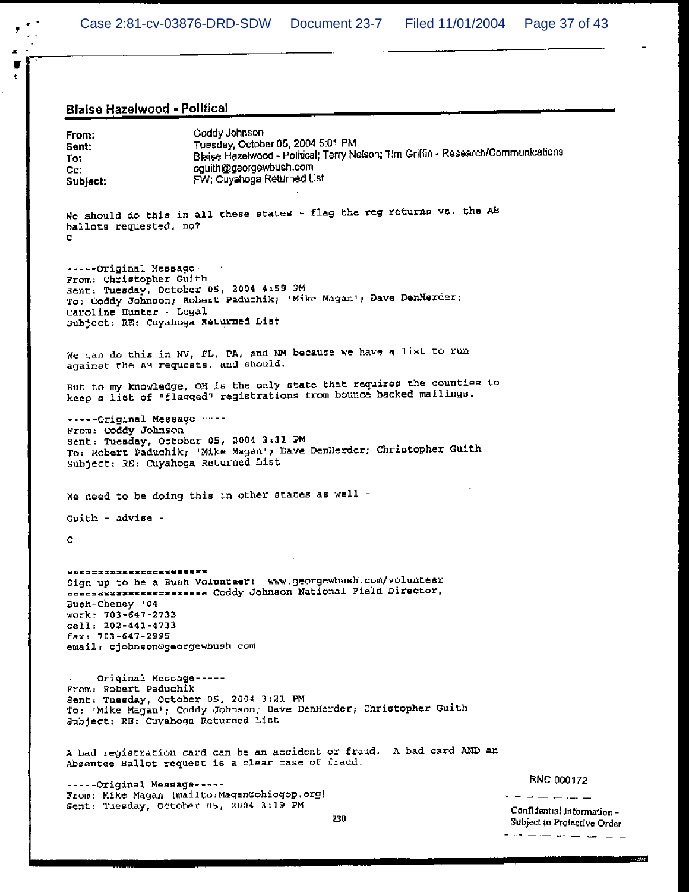## Blaise Hazelwood - Political

| | |
|---|---|
| **From:** | Coddy Johnson |
| **Sent:** | Tuesday, October 05, 2004 5:01 PM |
| **To:** | Blaise Hazelwood - Political; Terry Nelson; Tim Griffin - Research/Communications |
| **Cc:** | cguith@georgewbush.com |
| **Subject:** | FW: Cuyahoga Returned List |

We should do this in all these states - flag the reg returns vs. the AB ballots requested, no?
C

-----Original Message-----
From: Christopher Guith
Sent: Tuesday, October 05, 2004 4:59 PM
To: Coddy Johnson; Robert Paduchik; 'Mike Magan'; Dave DenHerder; Caroline Hunter - Legal
Subject: RE: Cuyahoga Returned List

We can do this in NV, FL, PA, and NM because we have a list to run against the AB requests, and should.

But to my knowledge, OH is the only state that requires the counties to keep a list of "flagged" registrations from bounce backed mailings.

-----Original Message-----
From: Coddy Johnson
Sent: Tuesday, October 05, 2004 3:31 PM
To: Robert Paduchik; 'Mike Magan'; Dave DenHerder; Christopher Guith
Subject: RE: Cuyahoga Returned List

We need to be doing this in other states as well -

Guith - advise -

C

======================
Sign up to be a Bush Volunteer! www.georgewbush.com/volunteer
====================== Coddy Johnson National Field Director, Bush-Cheney '04
work: 703-647-2733
cell: 202-441-4733
fax: 703-647-2995
email: cjohnson@georgewbush.com

-----Original Message-----
From: Robert Paduchik
Sent: Tuesday, October 05, 2004 3:21 PM
To: 'Mike Magan'; Coddy Johnson; Dave DenHerder; Christopher Guith
Subject: RE: Cuyahoga Returned List

A bad registration card can be an accident or fraud. A bad card AND an Absentee Ballot request is a clear case of fraud.

-----Original Message-----
From: Mike Magan [mailto:Magan@ohiogop.org]
Sent: Tuesday, October 05, 2004 3:19 PM

RNC 000172

Confidential Information - Subject to Protective Order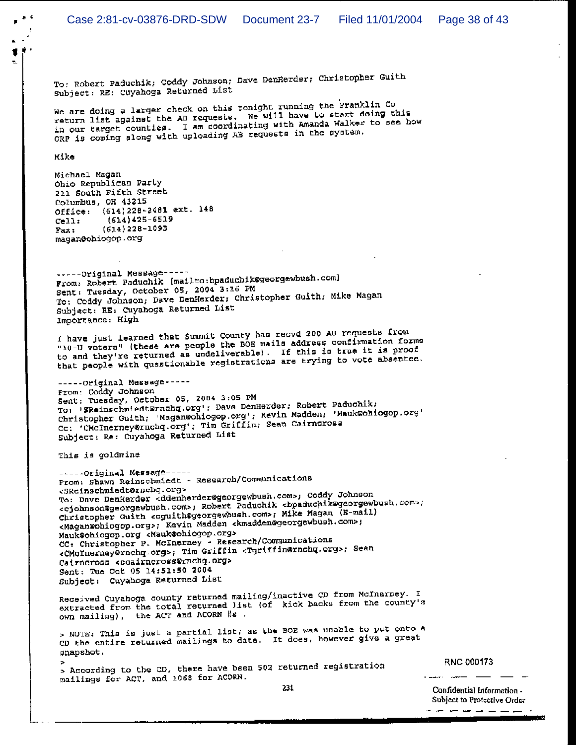To: Robert Paduchik; Coddy Johnson; Dave DenHerder; Christopher Guith
Subject: RE: Cuyahoga Returned List

We are doing a larger check on this tonight running the Franklin Co return list against the AB requests. We will have to start doing this in our target counties. I am coordinating with Amanda Walker to see how ORP is coming along with uploading AB requests in the system.

Mike

Michael Magan
Ohio Republican Party
211 South Fifth Street
Columbus, OH 43215
Office: (614)228-2481 ext. 148
Cell: (614)425-6519
Fax: (614)228-1093
magan@ohiogop.org

-----Original Message-----
From: Robert Paduchik [mailto:bpaduchik@georgewbush.com]
Sent: Tuesday, October 05, 2004 3:16 PM
To: Coddy Johnson; Dave DenHerder; Christopher Guith; Mike Magan
Subject: RE: Cuyahoga Returned List
Importance: High

I have just learned that Summit County has recvd 200 AB requests from "10-U voters" (these are people the BOE mails address confirmation forms to and they're returned as undeliverable). If this is true it is proof that people with questionable registrations are trying to vote absentee.

-----Original Message-----
From: Coddy Johnson
Sent: Tuesday, October 05, 2004 3:05 PM
To: 'SReinschmiedt@rnchq.org'; Dave DenHerder; Robert Paduchik; Christopher Guith; 'Magan@ohiogop.org'; Kevin Madden; 'Mauk@ohiogop.org'
Cc: 'CMcInerney@rnchq.org'; Tim Griffin; Sean Cairncross
Subject: Re: Cuyahoga Returned List

This is goldmine

-----Original Message-----
From: Shawn Reinschmiedt - Research/Communications <SReinschmiedt@rnchq.org>
To: Dave DenHerder <ddenherder@georgewbush.com>; Coddy Johnson <cjohnson@georgewbush.com>; Robert Paduchik <bpaduchik@georgewbush.com>; Christopher Guith <cguith@georgewbush.com>; Mike Magan (E-mail) <Magan@ohiogop.org>; Kevin Madden <kmadden@georgewbush.com>; Mauk@ohiogop.org <Mauk@ohiogop.org>
CC: Christopher P. McInerney - Research/Communications <CMcInerney@rnchq.org>; Tim Griffin <Tgriffin@rnchq.org>; Sean Cairncross <scairncross@rnchq.org>
Sent: Tue Oct 05 14:51:50 2004
Subject: Cuyahoga Returned List

Received Cuyahoga county returned mailing/inactive CD from McInerney. I extracted from the total returned list (of kick backs from the county's own mailing), the ACT and ACORN #s .

> NOTE: This is just a partial list, as the BOE was unable to put onto a CD the entire returned mailings to date. It does, however give a great snapshot.
>
> According to the CD, there have been 502 returned registration mailings for ACT, and 1068 for ACORN.

RNC 000173

Confidential Information - Subject to Protective Order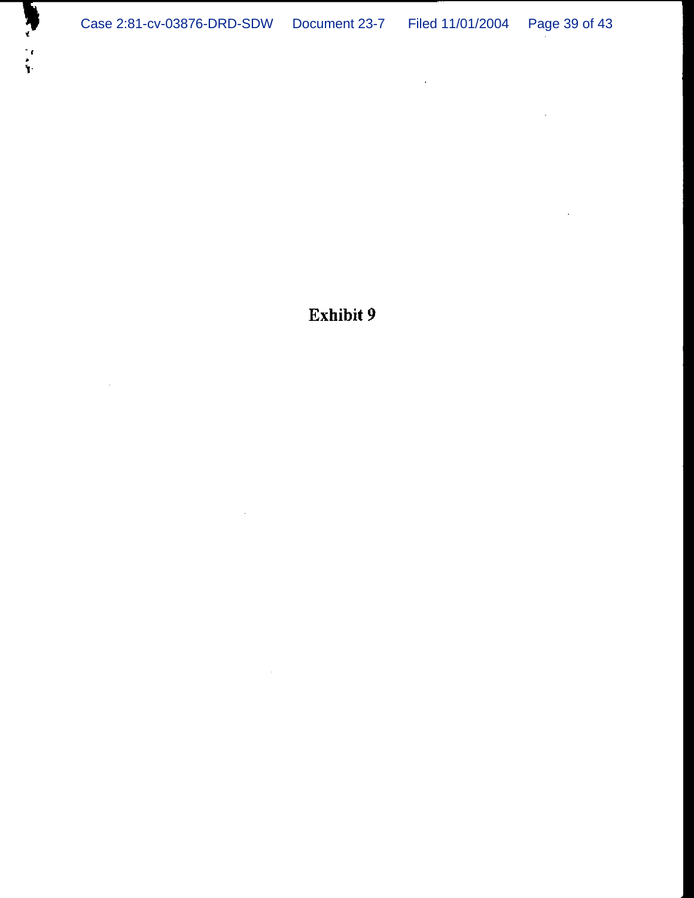**Exhibit 9**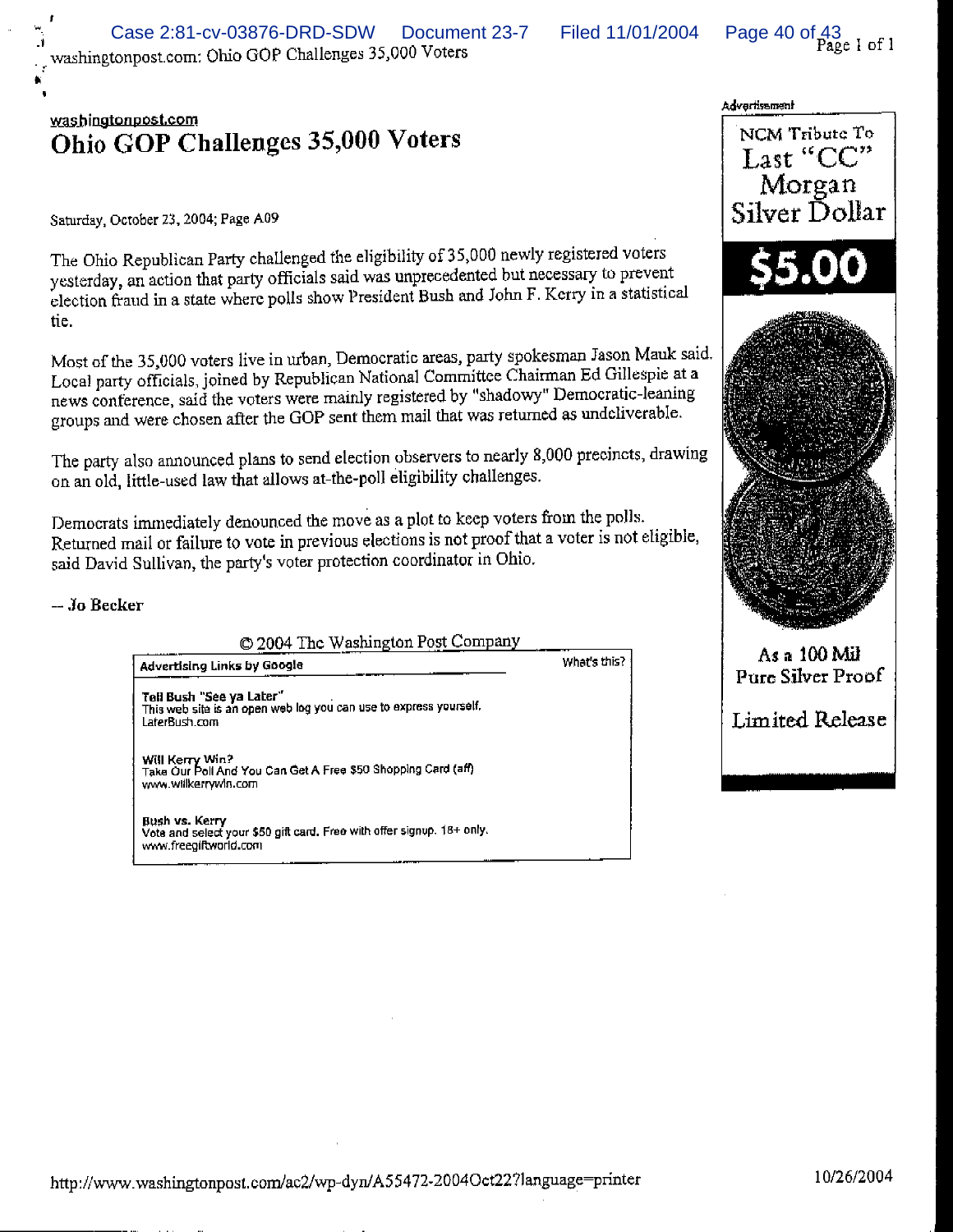washingtonpost.com

# Ohio GOP Challenges 35,000 Voters

Saturday, October 23, 2004; Page A09

The Ohio Republican Party challenged the eligibility of 35,000 newly registered voters yesterday, an action that party officials said was unprecedented but necessary to prevent election fraud in a state where polls show President Bush and John F. Kerry in a statistical tie.

Most of the 35,000 voters live in urban, Democratic areas, party spokesman Jason Mauk said. Local party officials, joined by Republican National Committee Chairman Ed Gillespie at a news conference, said the voters were mainly registered by "shadowy" Democratic-leaning groups and were chosen after the GOP sent them mail that was returned as undeliverable.

The party also announced plans to send election observers to nearly 8,000 precincts, drawing on an old, little-used law that allows at-the-poll eligibility challenges.

Democrats immediately denounced the move as a plot to keep voters from the polls. Returned mail or failure to vote in previous elections is not proof that a voter is not eligible, said David Sullivan, the party's voter protection coordinator in Ohio.

-- Jo Becker

© 2004 The Washington Post Company

Advertising Links by Google — What's this?

**Tell Bush "See ya Later"**
This web site is an open web log you can use to express yourself.
LaterBush.com

**Will Kerry Win?**
Take Our Poll And You Can Get A Free $50 Shopping Card (aff)
www.willkerrywin.com

**Bush vs. Kerry**
Vote and select your $50 gift card. Free with offer signup. 18+ only.
www.freegiftworld.com

Advertisement

NCM Tribute To Last "CC" Morgan Silver Dollar

$5.00

As a 100 Mil Pure Silver Proof

Limited Release

http://www.washingtonpost.com/ac2/wp-dyn/A55472-2004Oct22?language=printer 10/26/2004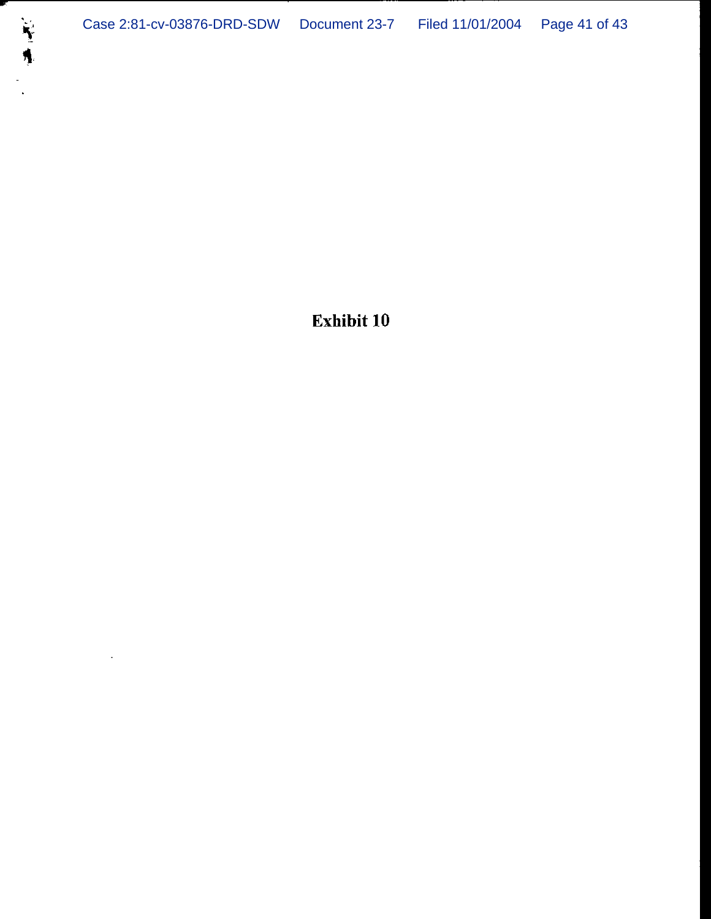**Exhibit 10**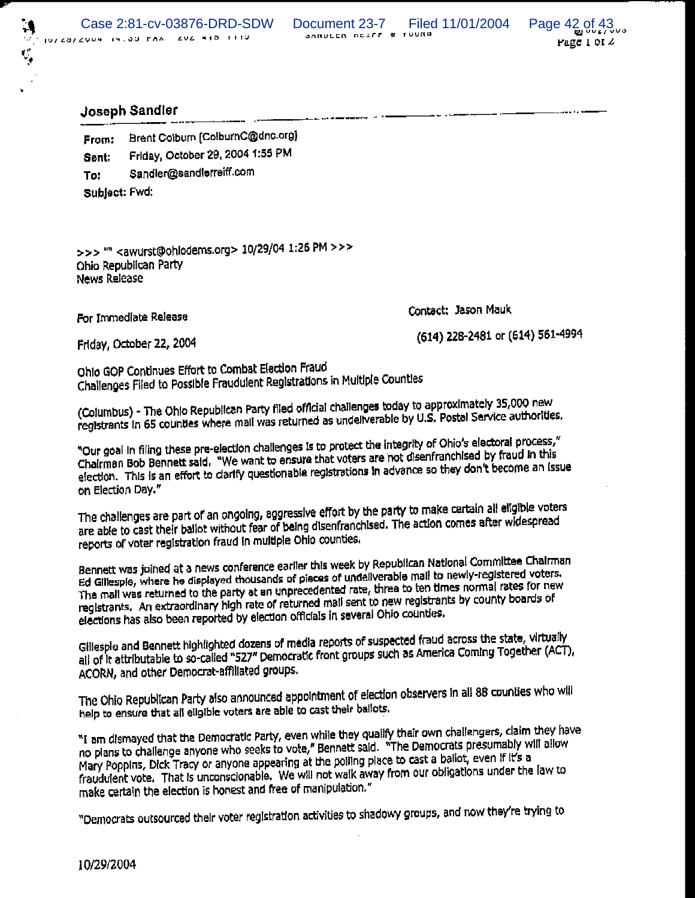**Joseph Sandler**

**From:** Brent Colburn [ColburnC@dnc.org]

**Sent:** Friday, October 29, 2004 1:55 PM

**To:** Sandler@sandlerreiff.com

**Subject:** Fwd:

>>> "" <awurst@ohiodems.org> 10/29/04 1:26 PM >>>
Ohio Republican Party
News Release

For Immediate Release

Contact: Jason Mauk

Friday, October 22, 2004

(614) 228-2481 or (614) 561-4994

Ohio GOP Continues Effort to Combat Election Fraud
Challenges Filed to Possible Fraudulent Registrations in Multiple Counties

(Columbus) - The Ohio Republican Party filed official challenges today to approximately 35,000 new registrants in 65 counties where mail was returned as undeliverable by U.S. Postal Service authorities.

"Our goal in filing these pre-election challenges is to protect the integrity of Ohio's electoral process," Chairman Bob Bennett said. "We want to ensure that voters are not disenfranchised by fraud in this election. This is an effort to clarify questionable registrations in advance so they don't become an issue on Election Day."

The challenges are part of an ongoing, aggressive effort by the party to make certain all eligible voters are able to cast their ballot without fear of being disenfranchised. The action comes after widespread reports of voter registration fraud in multiple Ohio counties.

Bennett was joined at a news conference earlier this week by Republican National Committee Chairman Ed Gillespie, where he displayed thousands of pieces of undeliverable mail to newly-registered voters. The mail was returned to the party at an unprecedented rate, three to ten times normal rates for new registrants. An extraordinary high rate of returned mail sent to new registrants by county boards of elections has also been reported by election officials in several Ohio counties.

Gillespie and Bennett highlighted dozens of media reports of suspected fraud across the state, virtually all of it attributable to so-called "527" Democratic front groups such as America Coming Together (ACT), ACORN, and other Democrat-affiliated groups.

The Ohio Republican Party also announced appointment of election observers in all 88 counties who will help to ensure that all eligible voters are able to cast their ballots.

"I am dismayed that the Democratic Party, even while they qualify their own challengers, claim they have no plans to challenge anyone who seeks to vote," Bennett said. "The Democrats presumably will allow Mary Poppins, Dick Tracy or anyone appearing at the polling place to cast a ballot, even if it's a fraudulent vote. That is unconscionable. We will not walk away from our obligations under the law to make certain the election is honest and free of manipulation."

"Democrats outsourced their voter registration activities to shadowy groups, and now they're trying to

10/29/2004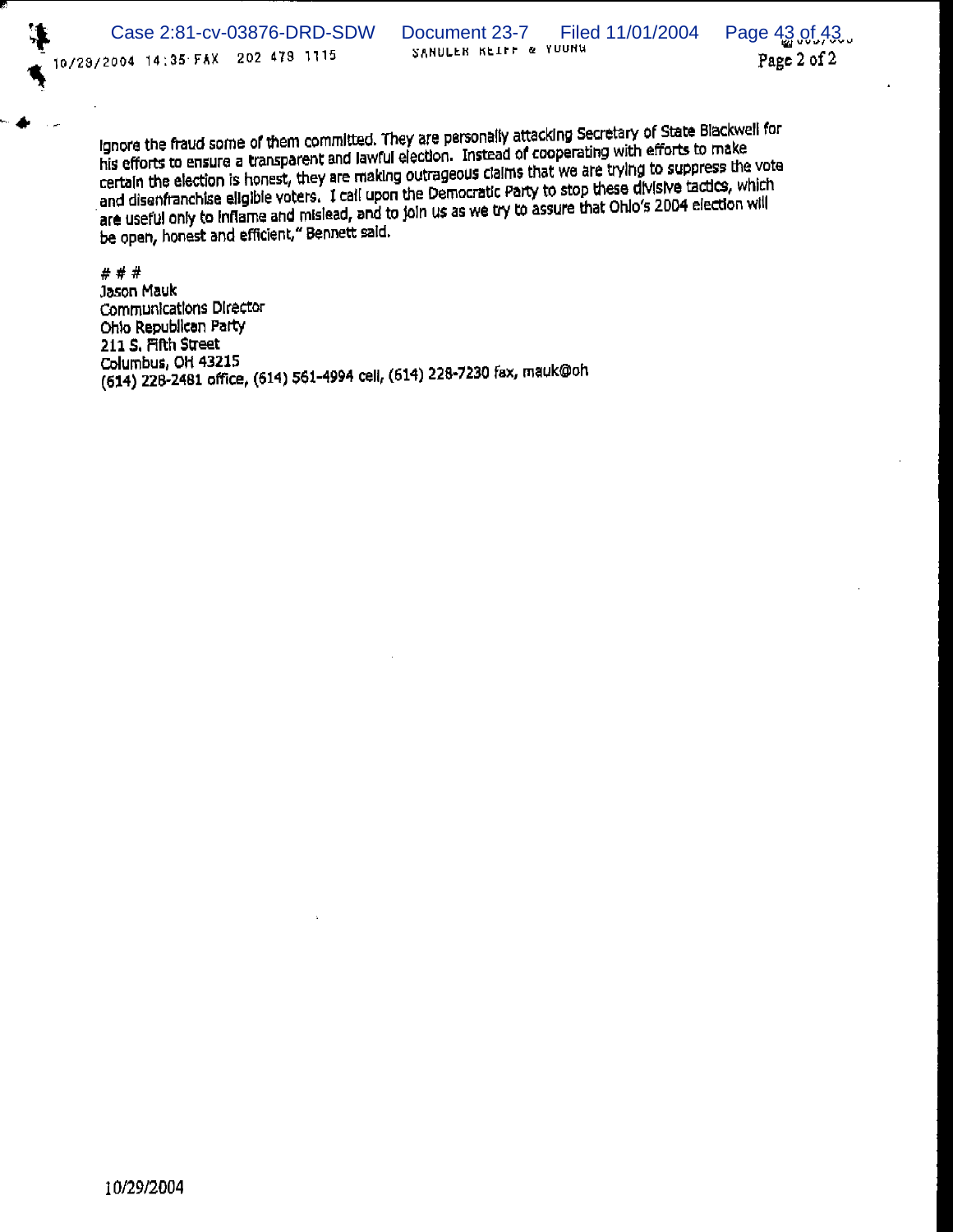ignore the fraud some of them committed. They are personally attacking Secretary of State Blackwell for his efforts to ensure a transparent and lawful election. Instead of cooperating with efforts to make certain the election is honest, they are making outrageous claims that we are trying to suppress the vote and disenfranchise eligible voters. I call upon the Democratic Party to stop these divisive tactics, which are useful only to inflame and mislead, and to join us as we try to assure that Ohio's 2004 election will be open, honest and efficient," Bennett said.

# # #

Jason Mauk
Communications Director
Ohio Republican Party
211 S. Fifth Street
Columbus, OH 43215
(614) 228-2481 office, (614) 561-4994 cell, (614) 228-7230 fax, mauk@oh

10/29/2004